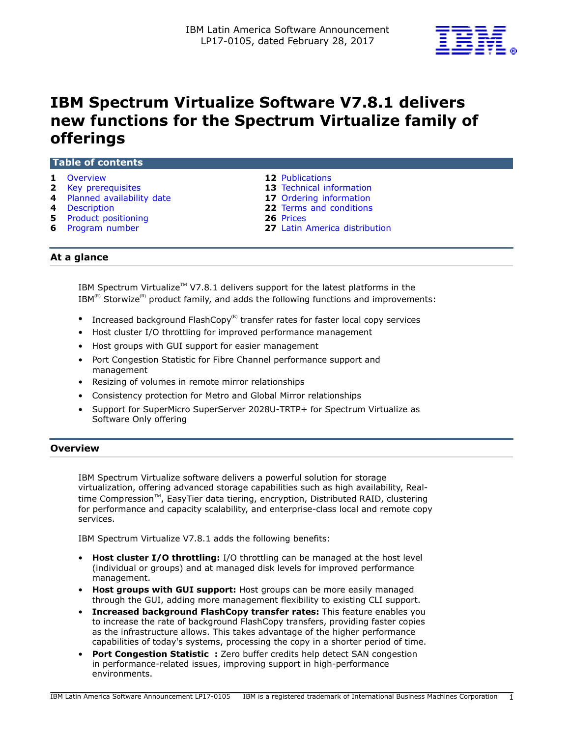IBM Latin America Software Announcement
LP17-0105, dated February 28, 2017

# IBM Spectrum Virtualize Software V7.8.1 delivers new functions for the Spectrum Virtualize family of offerings

## Table of contents

| | | | |
|---|---|---|---|
| 1 | Overview | 12 | Publications |
| 2 | Key prerequisites | 13 | Technical information |
| 4 | Planned availability date | 17 | Ordering information |
| 4 | Description | 22 | Terms and conditions |
| 5 | Product positioning | 26 | Prices |
| 6 | Program number | 27 | Latin America distribution |

## At a glance

IBM Spectrum Virtualize(TM) V7.8.1 delivers support for the latest platforms in the IBM(R) Storwize(R) product family, and adds the following functions and improvements:

- Increased background FlashCopy(R) transfer rates for faster local copy services
- Host cluster I/O throttling for improved performance management
- Host groups with GUI support for easier management
- Port Congestion Statistic for Fibre Channel performance support and management
- Resizing of volumes in remote mirror relationships
- Consistency protection for Metro and Global Mirror relationships
- Support for SuperMicro SuperServer 2028U-TRTP+ for Spectrum Virtualize as Software Only offering

## Overview

IBM Spectrum Virtualize software delivers a powerful solution for storage virtualization, offering advanced storage capabilities such as high availability, Real-time Compression(TM), EasyTier data tiering, encryption, Distributed RAID, clustering for performance and capacity scalability, and enterprise-class local and remote copy services.

IBM Spectrum Virtualize V7.8.1 adds the following benefits:

- **Host cluster I/O throttling:** I/O throttling can be managed at the host level (individual or groups) and at managed disk levels for improved performance management.
- **Host groups with GUI support:** Host groups can be more easily managed through the GUI, adding more management flexibility to existing CLI support.
- **Increased background FlashCopy transfer rates:** This feature enables you to increase the rate of background FlashCopy transfers, providing faster copies as the infrastructure allows. This takes advantage of the higher performance capabilities of today's systems, processing the copy in a shorter period of time.
- **Port Congestion Statistic :** Zero buffer credits help detect SAN congestion in performance-related issues, improving support in high-performance environments.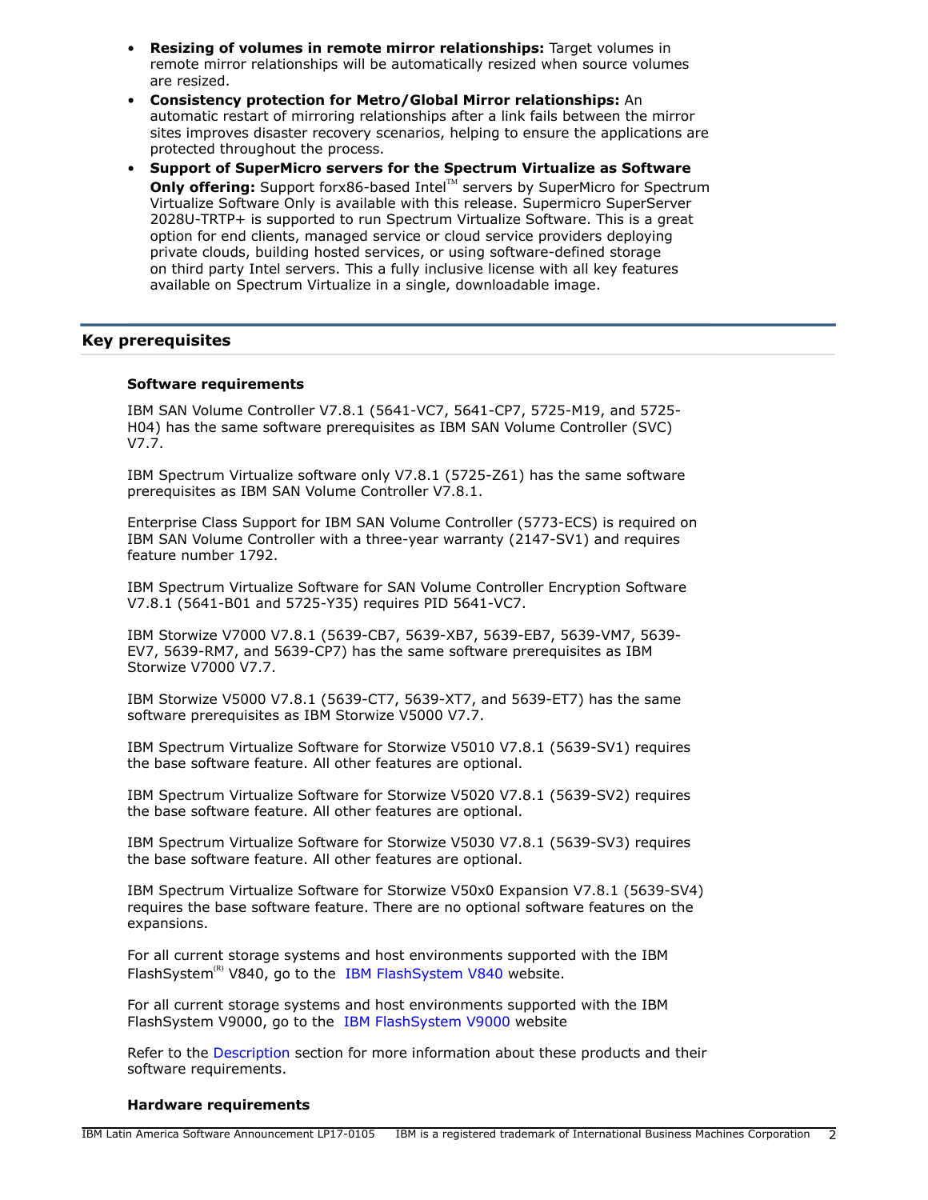- **Resizing of volumes in remote mirror relationships:** Target volumes in remote mirror relationships will be automatically resized when source volumes are resized.
- **Consistency protection for Metro/Global Mirror relationships:** An automatic restart of mirroring relationships after a link fails between the mirror sites improves disaster recovery scenarios, helping to ensure the applications are protected throughout the process.
- **Support of SuperMicro servers for the Spectrum Virtualize as Software Only offering:** Support forx86-based Intel(TM) servers by SuperMicro for Spectrum Virtualize Software Only is available with this release. Supermicro SuperServer 2028U-TRTP+ is supported to run Spectrum Virtualize Software. This is a great option for end clients, managed service or cloud service providers deploying private clouds, building hosted services, or using software-defined storage on third party Intel servers. This a fully inclusive license with all key features available on Spectrum Virtualize in a single, downloadable image.

## Key prerequisites

### Software requirements

IBM SAN Volume Controller V7.8.1 (5641-VC7, 5641-CP7, 5725-M19, and 5725-H04) has the same software prerequisites as IBM SAN Volume Controller (SVC) V7.7.

IBM Spectrum Virtualize software only V7.8.1 (5725-Z61) has the same software prerequisites as IBM SAN Volume Controller V7.8.1.

Enterprise Class Support for IBM SAN Volume Controller (5773-ECS) is required on IBM SAN Volume Controller with a three-year warranty (2147-SV1) and requires feature number 1792.

IBM Spectrum Virtualize Software for SAN Volume Controller Encryption Software V7.8.1 (5641-B01 and 5725-Y35) requires PID 5641-VC7.

IBM Storwize V7000 V7.8.1 (5639-CB7, 5639-XB7, 5639-EB7, 5639-VM7, 5639-EV7, 5639-RM7, and 5639-CP7) has the same software prerequisites as IBM Storwize V7000 V7.7.

IBM Storwize V5000 V7.8.1 (5639-CT7, 5639-XT7, and 5639-ET7) has the same software prerequisites as IBM Storwize V5000 V7.7.

IBM Spectrum Virtualize Software for Storwize V5010 V7.8.1 (5639-SV1) requires the base software feature. All other features are optional.

IBM Spectrum Virtualize Software for Storwize V5020 V7.8.1 (5639-SV2) requires the base software feature. All other features are optional.

IBM Spectrum Virtualize Software for Storwize V5030 V7.8.1 (5639-SV3) requires the base software feature. All other features are optional.

IBM Spectrum Virtualize Software for Storwize V50x0 Expansion V7.8.1 (5639-SV4) requires the base software feature. There are no optional software features on the expansions.

For all current storage systems and host environments supported with the IBM FlashSystem(R) V840, go to the IBM FlashSystem V840 website.

For all current storage systems and host environments supported with the IBM FlashSystem V9000, go to the IBM FlashSystem V9000 website

Refer to the Description section for more information about these products and their software requirements.

### Hardware requirements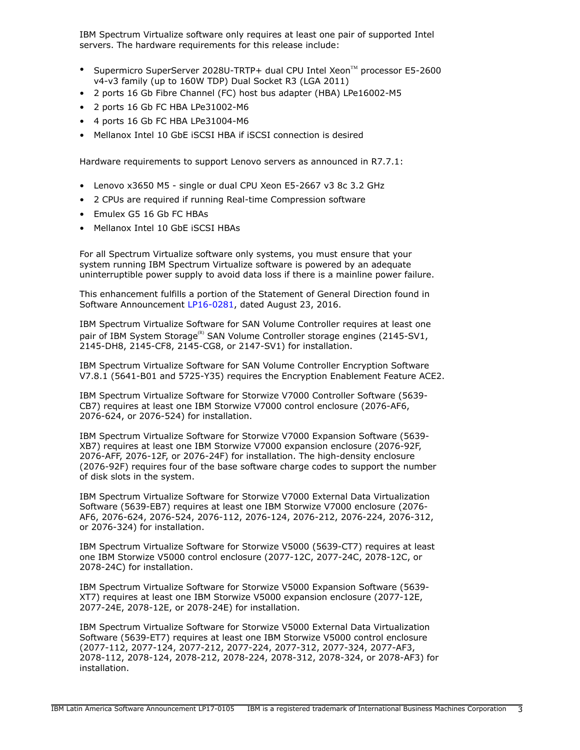IBM Spectrum Virtualize software only requires at least one pair of supported Intel servers. The hardware requirements for this release include:

- Supermicro SuperServer 2028U-TRTP+ dual CPU Intel Xeon™ processor E5-2600 v4-v3 family (up to 160W TDP) Dual Socket R3 (LGA 2011)
- 2 ports 16 Gb Fibre Channel (FC) host bus adapter (HBA) LPe16002-M5
- 2 ports 16 Gb FC HBA LPe31002-M6
- 4 ports 16 Gb FC HBA LPe31004-M6
- Mellanox Intel 10 GbE iSCSI HBA if iSCSI connection is desired

Hardware requirements to support Lenovo servers as announced in R7.7.1:

- Lenovo x3650 M5 - single or dual CPU Xeon E5-2667 v3 8c 3.2 GHz
- 2 CPUs are required if running Real-time Compression software
- Emulex G5 16 Gb FC HBAs
- Mellanox Intel 10 GbE iSCSI HBAs

For all Spectrum Virtualize software only systems, you must ensure that your system running IBM Spectrum Virtualize software is powered by an adequate uninterruptible power supply to avoid data loss if there is a mainline power failure.

This enhancement fulfills a portion of the Statement of General Direction found in Software Announcement LP16-0281, dated August 23, 2016.

IBM Spectrum Virtualize Software for SAN Volume Controller requires at least one pair of IBM System Storage(R) SAN Volume Controller storage engines (2145-SV1, 2145-DH8, 2145-CF8, 2145-CG8, or 2147-SV1) for installation.

IBM Spectrum Virtualize Software for SAN Volume Controller Encryption Software V7.8.1 (5641-B01 and 5725-Y35) requires the Encryption Enablement Feature ACE2.

IBM Spectrum Virtualize Software for Storwize V7000 Controller Software (5639-CB7) requires at least one IBM Storwize V7000 control enclosure (2076-AF6, 2076-624, or 2076-524) for installation.

IBM Spectrum Virtualize Software for Storwize V7000 Expansion Software (5639-XB7) requires at least one IBM Storwize V7000 expansion enclosure (2076-92F, 2076-AFF, 2076-12F, or 2076-24F) for installation. The high-density enclosure (2076-92F) requires four of the base software charge codes to support the number of disk slots in the system.

IBM Spectrum Virtualize Software for Storwize V7000 External Data Virtualization Software (5639-EB7) requires at least one IBM Storwize V7000 enclosure (2076-AF6, 2076-624, 2076-524, 2076-112, 2076-124, 2076-212, 2076-224, 2076-312, or 2076-324) for installation.

IBM Spectrum Virtualize Software for Storwize V5000 (5639-CT7) requires at least one IBM Storwize V5000 control enclosure (2077-12C, 2077-24C, 2078-12C, or 2078-24C) for installation.

IBM Spectrum Virtualize Software for Storwize V5000 Expansion Software (5639-XT7) requires at least one IBM Storwize V5000 expansion enclosure (2077-12E, 2077-24E, 2078-12E, or 2078-24E) for installation.

IBM Spectrum Virtualize Software for Storwize V5000 External Data Virtualization Software (5639-ET7) requires at least one IBM Storwize V5000 control enclosure (2077-112, 2077-124, 2077-212, 2077-224, 2077-312, 2077-324, 2077-AF3, 2078-112, 2078-124, 2078-212, 2078-224, 2078-312, 2078-324, or 2078-AF3) for installation.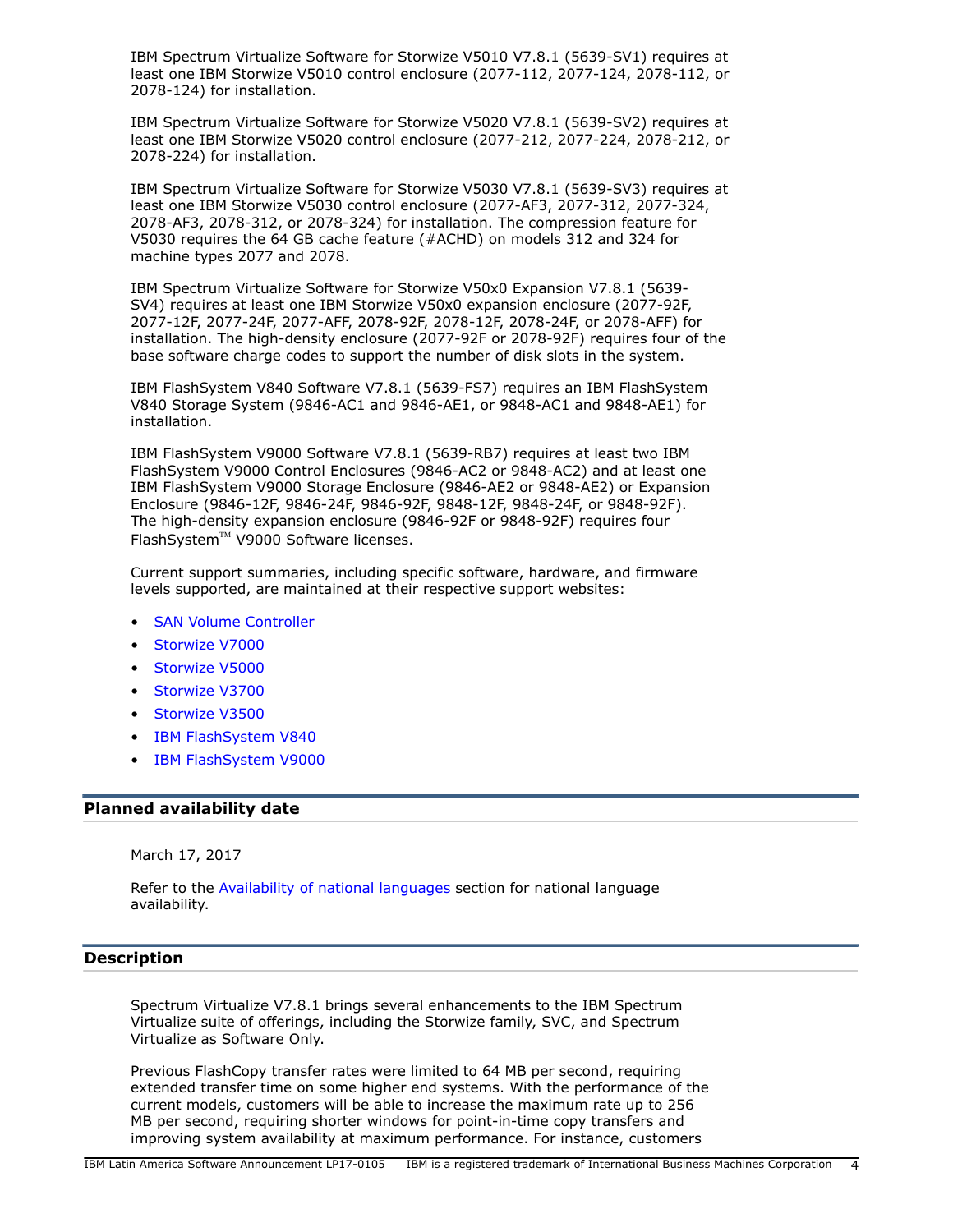IBM Spectrum Virtualize Software for Storwize V5010 V7.8.1 (5639-SV1) requires at least one IBM Storwize V5010 control enclosure (2077-112, 2077-124, 2078-112, or 2078-124) for installation.

IBM Spectrum Virtualize Software for Storwize V5020 V7.8.1 (5639-SV2) requires at least one IBM Storwize V5020 control enclosure (2077-212, 2077-224, 2078-212, or 2078-224) for installation.

IBM Spectrum Virtualize Software for Storwize V5030 V7.8.1 (5639-SV3) requires at least one IBM Storwize V5030 control enclosure (2077-AF3, 2077-312, 2077-324, 2078-AF3, 2078-312, or 2078-324) for installation. The compression feature for V5030 requires the 64 GB cache feature (#ACHD) on models 312 and 324 for machine types 2077 and 2078.

IBM Spectrum Virtualize Software for Storwize V50x0 Expansion V7.8.1 (5639-SV4) requires at least one IBM Storwize V50x0 expansion enclosure (2077-92F, 2077-12F, 2077-24F, 2077-AFF, 2078-92F, 2078-12F, 2078-24F, or 2078-AFF) for installation. The high-density enclosure (2077-92F or 2078-92F) requires four of the base software charge codes to support the number of disk slots in the system.

IBM FlashSystem V840 Software V7.8.1 (5639-FS7) requires an IBM FlashSystem V840 Storage System (9846-AC1 and 9846-AE1, or 9848-AC1 and 9848-AE1) for installation.

IBM FlashSystem V9000 Software V7.8.1 (5639-RB7) requires at least two IBM FlashSystem V9000 Control Enclosures (9846-AC2 or 9848-AC2) and at least one IBM FlashSystem V9000 Storage Enclosure (9846-AE2 or 9848-AE2) or Expansion Enclosure (9846-12F, 9846-24F, 9846-92F, 9848-12F, 9848-24F, or 9848-92F). The high-density expansion enclosure (9846-92F or 9848-92F) requires four FlashSystem™ V9000 Software licenses.

Current support summaries, including specific software, hardware, and firmware levels supported, are maintained at their respective support websites:

- SAN Volume Controller
- Storwize V7000
- Storwize V5000
- Storwize V3700
- Storwize V3500
- IBM FlashSystem V840
- IBM FlashSystem V9000

## Planned availability date

March 17, 2017

Refer to the Availability of national languages section for national language availability.

## Description

Spectrum Virtualize V7.8.1 brings several enhancements to the IBM Spectrum Virtualize suite of offerings, including the Storwize family, SVC, and Spectrum Virtualize as Software Only.

Previous FlashCopy transfer rates were limited to 64 MB per second, requiring extended transfer time on some higher end systems. With the performance of the current models, customers will be able to increase the maximum rate up to 256 MB per second, requiring shorter windows for point-in-time copy transfers and improving system availability at maximum performance. For instance, customers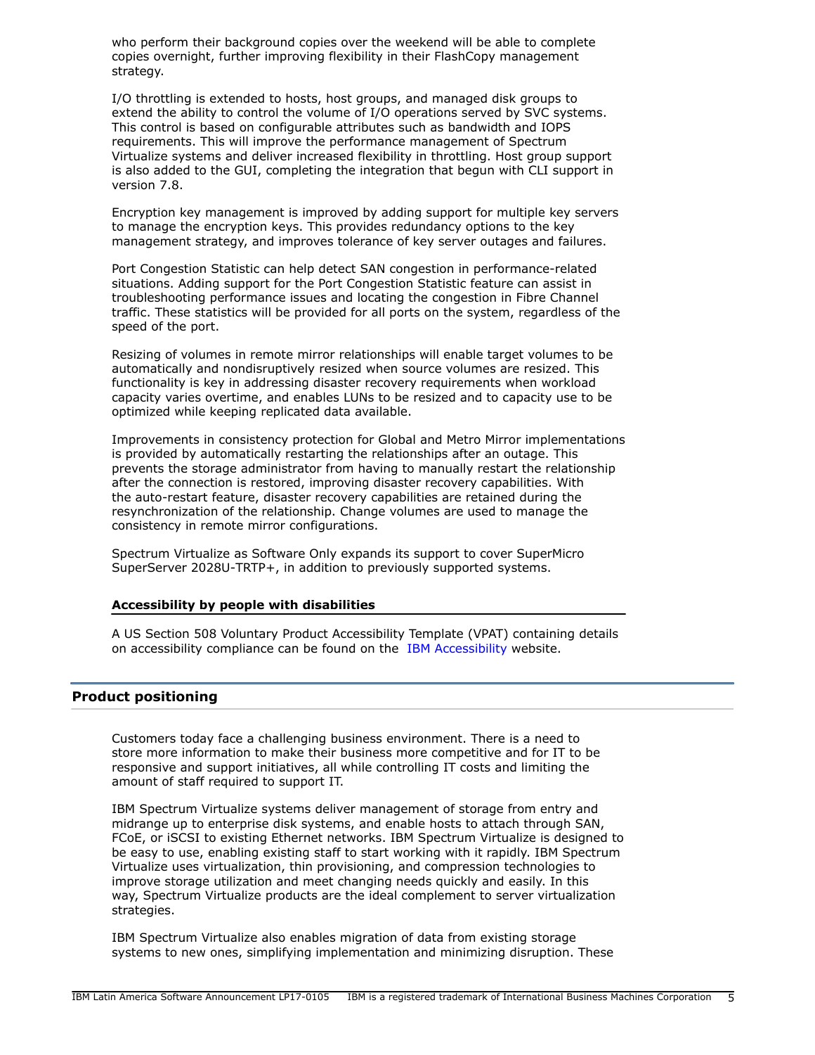who perform their background copies over the weekend will be able to complete copies overnight, further improving flexibility in their FlashCopy management strategy.

I/O throttling is extended to hosts, host groups, and managed disk groups to extend the ability to control the volume of I/O operations served by SVC systems. This control is based on configurable attributes such as bandwidth and IOPS requirements. This will improve the performance management of Spectrum Virtualize systems and deliver increased flexibility in throttling. Host group support is also added to the GUI, completing the integration that begun with CLI support in version 7.8.

Encryption key management is improved by adding support for multiple key servers to manage the encryption keys. This provides redundancy options to the key management strategy, and improves tolerance of key server outages and failures.

Port Congestion Statistic can help detect SAN congestion in performance-related situations. Adding support for the Port Congestion Statistic feature can assist in troubleshooting performance issues and locating the congestion in Fibre Channel traffic. These statistics will be provided for all ports on the system, regardless of the speed of the port.

Resizing of volumes in remote mirror relationships will enable target volumes to be automatically and nondisruptively resized when source volumes are resized. This functionality is key in addressing disaster recovery requirements when workload capacity varies overtime, and enables LUNs to be resized and to capacity use to be optimized while keeping replicated data available.

Improvements in consistency protection for Global and Metro Mirror implementations is provided by automatically restarting the relationships after an outage. This prevents the storage administrator from having to manually restart the relationship after the connection is restored, improving disaster recovery capabilities. With the auto-restart feature, disaster recovery capabilities are retained during the resynchronization of the relationship. Change volumes are used to manage the consistency in remote mirror configurations.

Spectrum Virtualize as Software Only expands its support to cover SuperMicro SuperServer 2028U-TRTP+, in addition to previously supported systems.

### Accessibility by people with disabilities

A US Section 508 Voluntary Product Accessibility Template (VPAT) containing details on accessibility compliance can be found on the IBM Accessibility website.

## Product positioning

Customers today face a challenging business environment. There is a need to store more information to make their business more competitive and for IT to be responsive and support initiatives, all while controlling IT costs and limiting the amount of staff required to support IT.

IBM Spectrum Virtualize systems deliver management of storage from entry and midrange up to enterprise disk systems, and enable hosts to attach through SAN, FCoE, or iSCSI to existing Ethernet networks. IBM Spectrum Virtualize is designed to be easy to use, enabling existing staff to start working with it rapidly. IBM Spectrum Virtualize uses virtualization, thin provisioning, and compression technologies to improve storage utilization and meet changing needs quickly and easily. In this way, Spectrum Virtualize products are the ideal complement to server virtualization strategies.

IBM Spectrum Virtualize also enables migration of data from existing storage systems to new ones, simplifying implementation and minimizing disruption. These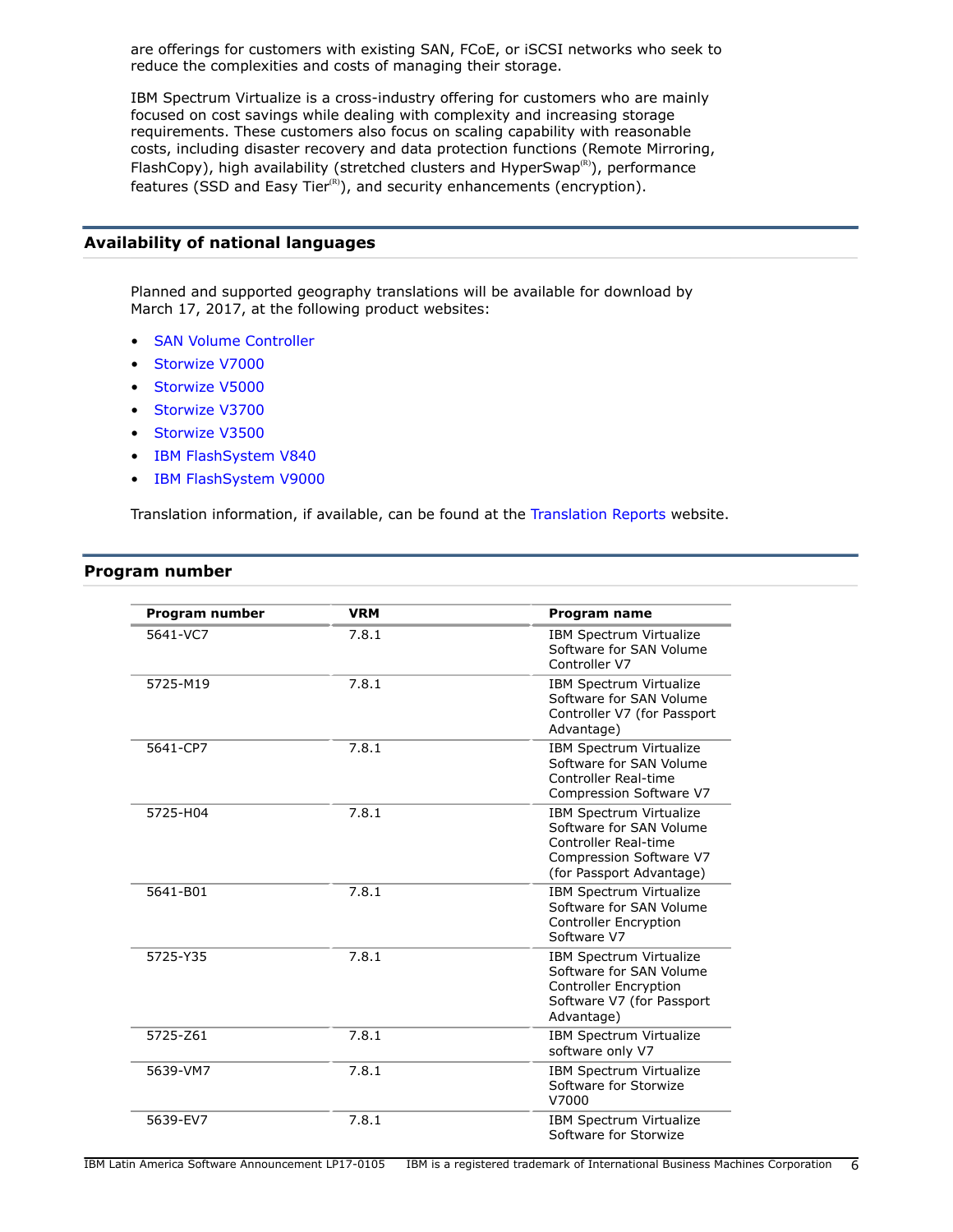are offerings for customers with existing SAN, FCoE, or iSCSI networks who seek to reduce the complexities and costs of managing their storage.

IBM Spectrum Virtualize is a cross-industry offering for customers who are mainly focused on cost savings while dealing with complexity and increasing storage requirements. These customers also focus on scaling capability with reasonable costs, including disaster recovery and data protection functions (Remote Mirroring, FlashCopy), high availability (stretched clusters and HyperSwap(R)), performance features (SSD and Easy Tier(R)), and security enhancements (encryption).

## Availability of national languages

Planned and supported geography translations will be available for download by March 17, 2017, at the following product websites:

- SAN Volume Controller
- Storwize V7000
- Storwize V5000
- Storwize V3700
- Storwize V3500
- IBM FlashSystem V840
- IBM FlashSystem V9000

Translation information, if available, can be found at the Translation Reports website.

## Program number

| Program number | VRM | Program name |
|---|---|---|
| 5641-VC7 | 7.8.1 | IBM Spectrum Virtualize Software for SAN Volume Controller V7 |
| 5725-M19 | 7.8.1 | IBM Spectrum Virtualize Software for SAN Volume Controller V7 (for Passport Advantage) |
| 5641-CP7 | 7.8.1 | IBM Spectrum Virtualize Software for SAN Volume Controller Real-time Compression Software V7 |
| 5725-H04 | 7.8.1 | IBM Spectrum Virtualize Software for SAN Volume Controller Real-time Compression Software V7 (for Passport Advantage) |
| 5641-B01 | 7.8.1 | IBM Spectrum Virtualize Software for SAN Volume Controller Encryption Software V7 |
| 5725-Y35 | 7.8.1 | IBM Spectrum Virtualize Software for SAN Volume Controller Encryption Software V7 (for Passport Advantage) |
| 5725-Z61 | 7.8.1 | IBM Spectrum Virtualize software only V7 |
| 5639-VM7 | 7.8.1 | IBM Spectrum Virtualize Software for Storwize V7000 |
| 5639-EV7 | 7.8.1 | IBM Spectrum Virtualize Software for Storwize |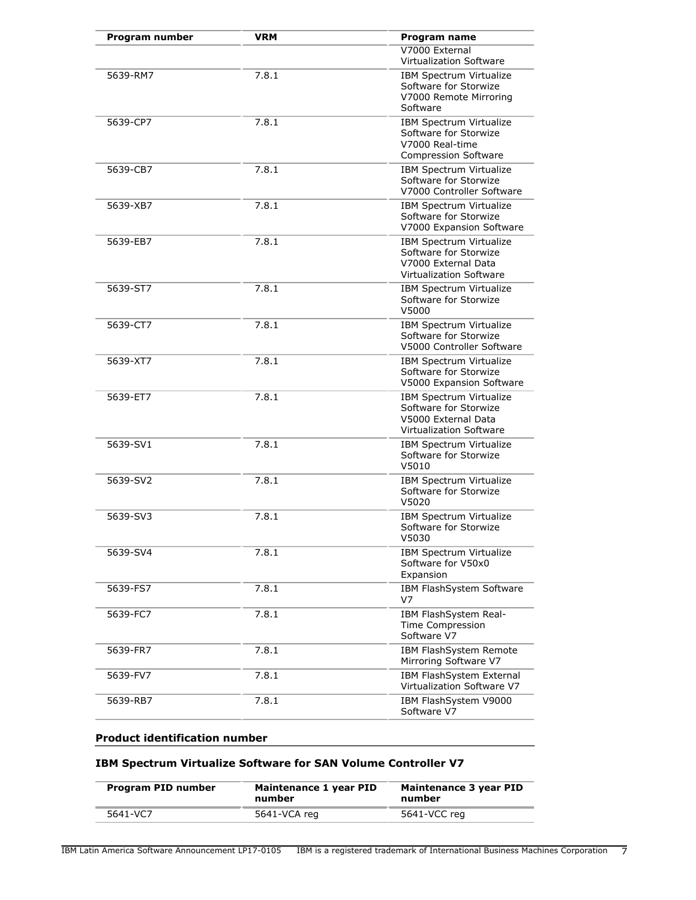| Program number | VRM | Program name |
|---|---|---|
| | | V7000 External Virtualization Software |
| 5639-RM7 | 7.8.1 | IBM Spectrum Virtualize Software for Storwize V7000 Remote Mirroring Software |
| 5639-CP7 | 7.8.1 | IBM Spectrum Virtualize Software for Storwize V7000 Real-time Compression Software |
| 5639-CB7 | 7.8.1 | IBM Spectrum Virtualize Software for Storwize V7000 Controller Software |
| 5639-XB7 | 7.8.1 | IBM Spectrum Virtualize Software for Storwize V7000 Expansion Software |
| 5639-EB7 | 7.8.1 | IBM Spectrum Virtualize Software for Storwize V7000 External Data Virtualization Software |
| 5639-ST7 | 7.8.1 | IBM Spectrum Virtualize Software for Storwize V5000 |
| 5639-CT7 | 7.8.1 | IBM Spectrum Virtualize Software for Storwize V5000 Controller Software |
| 5639-XT7 | 7.8.1 | IBM Spectrum Virtualize Software for Storwize V5000 Expansion Software |
| 5639-ET7 | 7.8.1 | IBM Spectrum Virtualize Software for Storwize V5000 External Data Virtualization Software |
| 5639-SV1 | 7.8.1 | IBM Spectrum Virtualize Software for Storwize V5010 |
| 5639-SV2 | 7.8.1 | IBM Spectrum Virtualize Software for Storwize V5020 |
| 5639-SV3 | 7.8.1 | IBM Spectrum Virtualize Software for Storwize V5030 |
| 5639-SV4 | 7.8.1 | IBM Spectrum Virtualize Software for V50x0 Expansion |
| 5639-FS7 | 7.8.1 | IBM FlashSystem Software V7 |
| 5639-FC7 | 7.8.1 | IBM FlashSystem Real-Time Compression Software V7 |
| 5639-FR7 | 7.8.1 | IBM FlashSystem Remote Mirroring Software V7 |
| 5639-FV7 | 7.8.1 | IBM FlashSystem External Virtualization Software V7 |
| 5639-RB7 | 7.8.1 | IBM FlashSystem V9000 Software V7 |

## Product identification number

### IBM Spectrum Virtualize Software for SAN Volume Controller V7

| Program PID number | Maintenance 1 year PID number | Maintenance 3 year PID number |
|---|---|---|
| 5641-VC7 | 5641-VCA reg | 5641-VCC reg |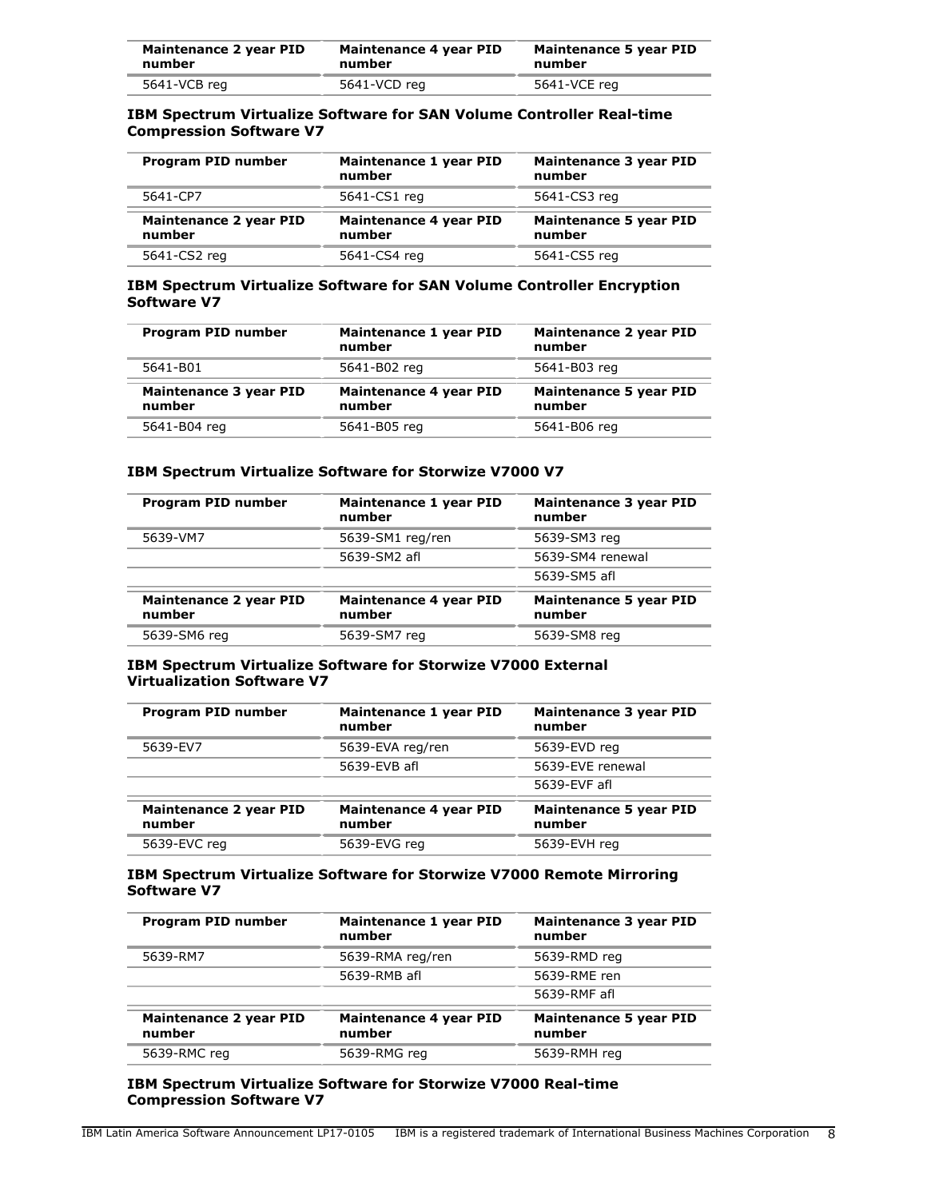| Maintenance 2 year PID number | Maintenance 4 year PID number | Maintenance 5 year PID number |
|---|---|---|
| 5641-VCB reg | 5641-VCD reg | 5641-VCE reg |

### IBM Spectrum Virtualize Software for SAN Volume Controller Real-time Compression Software V7

| Program PID number | Maintenance 1 year PID number | Maintenance 3 year PID number |
|---|---|---|
| 5641-CP7 | 5641-CS1 reg | 5641-CS3 reg |
| **Maintenance 2 year PID number** | **Maintenance 4 year PID number** | **Maintenance 5 year PID number** |
| 5641-CS2 reg | 5641-CS4 reg | 5641-CS5 reg |

### IBM Spectrum Virtualize Software for SAN Volume Controller Encryption Software V7

| Program PID number | Maintenance 1 year PID number | Maintenance 2 year PID number |
|---|---|---|
| 5641-B01 | 5641-B02 reg | 5641-B03 reg |
| **Maintenance 3 year PID number** | **Maintenance 4 year PID number** | **Maintenance 5 year PID number** |
| 5641-B04 reg | 5641-B05 reg | 5641-B06 reg |

### IBM Spectrum Virtualize Software for Storwize V7000 V7

| Program PID number | Maintenance 1 year PID number | Maintenance 3 year PID number |
|---|---|---|
| 5639-VM7 | 5639-SM1 reg/ren | 5639-SM3 reg |
| | 5639-SM2 afl | 5639-SM4 renewal |
| | | 5639-SM5 afl |
| **Maintenance 2 year PID number** | **Maintenance 4 year PID number** | **Maintenance 5 year PID number** |
| 5639-SM6 reg | 5639-SM7 reg | 5639-SM8 reg |

### IBM Spectrum Virtualize Software for Storwize V7000 External Virtualization Software V7

| Program PID number | Maintenance 1 year PID number | Maintenance 3 year PID number |
|---|---|---|
| 5639-EV7 | 5639-EVA reg/ren | 5639-EVD reg |
| | 5639-EVB afl | 5639-EVE renewal |
| | | 5639-EVF afl |
| **Maintenance 2 year PID number** | **Maintenance 4 year PID number** | **Maintenance 5 year PID number** |
| 5639-EVC reg | 5639-EVG reg | 5639-EVH reg |

### IBM Spectrum Virtualize Software for Storwize V7000 Remote Mirroring Software V7

| Program PID number | Maintenance 1 year PID number | Maintenance 3 year PID number |
|---|---|---|
| 5639-RM7 | 5639-RMA reg/ren | 5639-RMD reg |
| | 5639-RMB afl | 5639-RME ren |
| | | 5639-RMF afl |
| **Maintenance 2 year PID number** | **Maintenance 4 year PID number** | **Maintenance 5 year PID number** |
| 5639-RMC reg | 5639-RMG reg | 5639-RMH reg |

### IBM Spectrum Virtualize Software for Storwize V7000 Real-time Compression Software V7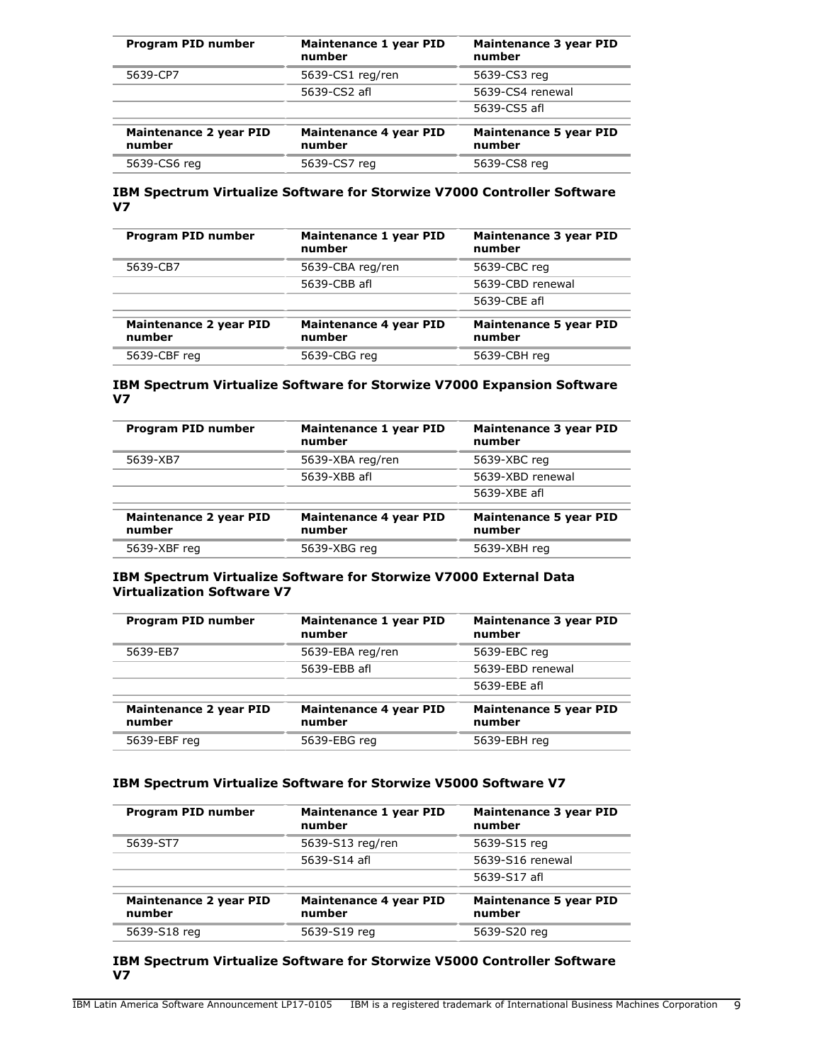| Program PID number | Maintenance 1 year PID number | Maintenance 3 year PID number |
| --- | --- | --- |
| 5639-CP7 | 5639-CS1 reg/ren | 5639-CS3 reg |
| | 5639-CS2 afl | 5639-CS4 renewal |
| | | 5639-CS5 afl |
| **Maintenance 2 year PID number** | **Maintenance 4 year PID number** | **Maintenance 5 year PID number** |
| 5639-CS6 reg | 5639-CS7 reg | 5639-CS8 reg |

### IBM Spectrum Virtualize Software for Storwize V7000 Controller Software V7

| Program PID number | Maintenance 1 year PID number | Maintenance 3 year PID number |
| --- | --- | --- |
| 5639-CB7 | 5639-CBA reg/ren | 5639-CBC reg |
| | 5639-CBB afl | 5639-CBD renewal |
| | | 5639-CBE afl |
| **Maintenance 2 year PID number** | **Maintenance 4 year PID number** | **Maintenance 5 year PID number** |
| 5639-CBF reg | 5639-CBG reg | 5639-CBH reg |

### IBM Spectrum Virtualize Software for Storwize V7000 Expansion Software V7

| Program PID number | Maintenance 1 year PID number | Maintenance 3 year PID number |
| --- | --- | --- |
| 5639-XB7 | 5639-XBA reg/ren | 5639-XBC reg |
| | 5639-XBB afl | 5639-XBD renewal |
| | | 5639-XBE afl |
| **Maintenance 2 year PID number** | **Maintenance 4 year PID number** | **Maintenance 5 year PID number** |
| 5639-XBF reg | 5639-XBG reg | 5639-XBH reg |

### IBM Spectrum Virtualize Software for Storwize V7000 External Data Virtualization Software V7

| Program PID number | Maintenance 1 year PID number | Maintenance 3 year PID number |
| --- | --- | --- |
| 5639-EB7 | 5639-EBA reg/ren | 5639-EBC reg |
| | 5639-EBB afl | 5639-EBD renewal |
| | | 5639-EBE afl |
| **Maintenance 2 year PID number** | **Maintenance 4 year PID number** | **Maintenance 5 year PID number** |
| 5639-EBF reg | 5639-EBG reg | 5639-EBH reg |

### IBM Spectrum Virtualize Software for Storwize V5000 Software V7

| Program PID number | Maintenance 1 year PID number | Maintenance 3 year PID number |
| --- | --- | --- |
| 5639-ST7 | 5639-S13 reg/ren | 5639-S15 reg |
| | 5639-S14 afl | 5639-S16 renewal |
| | | 5639-S17 afl |
| **Maintenance 2 year PID number** | **Maintenance 4 year PID number** | **Maintenance 5 year PID number** |
| 5639-S18 reg | 5639-S19 reg | 5639-S20 reg |

### IBM Spectrum Virtualize Software for Storwize V5000 Controller Software V7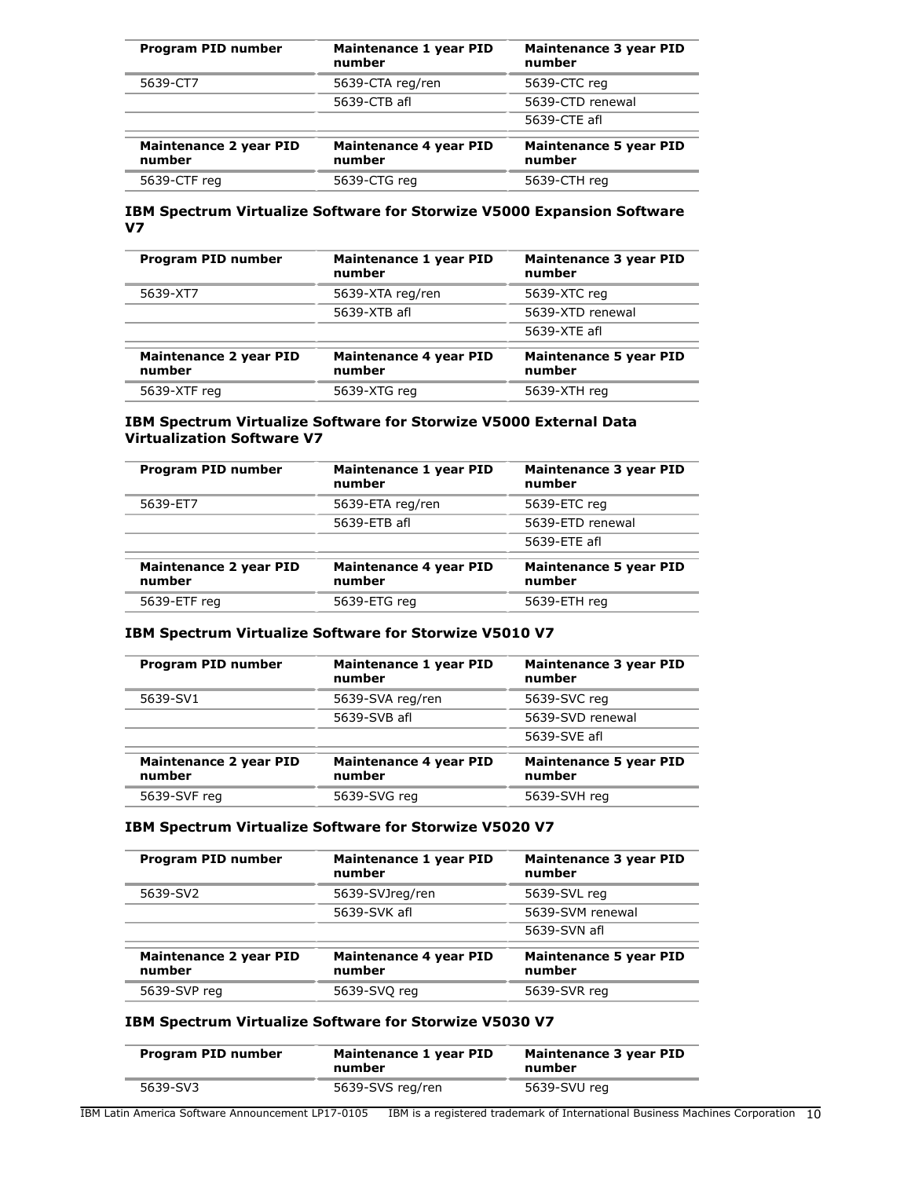| Program PID number | Maintenance 1 year PID number | Maintenance 3 year PID number |
| --- | --- | --- |
| 5639-CT7 | 5639-CTA reg/ren | 5639-CTC reg |
| | 5639-CTB afl | 5639-CTD renewal |
| | | 5639-CTE afl |

| Maintenance 2 year PID number | Maintenance 4 year PID number | Maintenance 5 year PID number |
| --- | --- | --- |
| 5639-CTF reg | 5639-CTG reg | 5639-CTH reg |

### IBM Spectrum Virtualize Software for Storwize V5000 Expansion Software V7

| Program PID number | Maintenance 1 year PID number | Maintenance 3 year PID number |
| --- | --- | --- |
| 5639-XT7 | 5639-XTA reg/ren | 5639-XTC reg |
| | 5639-XTB afl | 5639-XTD renewal |
| | | 5639-XTE afl |

| Maintenance 2 year PID number | Maintenance 4 year PID number | Maintenance 5 year PID number |
| --- | --- | --- |
| 5639-XTF reg | 5639-XTG reg | 5639-XTH reg |

### IBM Spectrum Virtualize Software for Storwize V5000 External Data Virtualization Software V7

| Program PID number | Maintenance 1 year PID number | Maintenance 3 year PID number |
| --- | --- | --- |
| 5639-ET7 | 5639-ETA reg/ren | 5639-ETC reg |
| | 5639-ETB afl | 5639-ETD renewal |
| | | 5639-ETE afl |

| Maintenance 2 year PID number | Maintenance 4 year PID number | Maintenance 5 year PID number |
| --- | --- | --- |
| 5639-ETF reg | 5639-ETG reg | 5639-ETH reg |

### IBM Spectrum Virtualize Software for Storwize V5010 V7

| Program PID number | Maintenance 1 year PID number | Maintenance 3 year PID number |
| --- | --- | --- |
| 5639-SV1 | 5639-SVA reg/ren | 5639-SVC reg |
| | 5639-SVB afl | 5639-SVD renewal |
| | | 5639-SVE afl |

| Maintenance 2 year PID number | Maintenance 4 year PID number | Maintenance 5 year PID number |
| --- | --- | --- |
| 5639-SVF reg | 5639-SVG reg | 5639-SVH reg |

### IBM Spectrum Virtualize Software for Storwize V5020 V7

| Program PID number | Maintenance 1 year PID number | Maintenance 3 year PID number |
| --- | --- | --- |
| 5639-SV2 | 5639-SVJreg/ren | 5639-SVL reg |
| | 5639-SVK afl | 5639-SVM renewal |
| | | 5639-SVN afl |

| Maintenance 2 year PID number | Maintenance 4 year PID number | Maintenance 5 year PID number |
| --- | --- | --- |
| 5639-SVP reg | 5639-SVQ reg | 5639-SVR reg |

### IBM Spectrum Virtualize Software for Storwize V5030 V7

| Program PID number | Maintenance 1 year PID number | Maintenance 3 year PID number |
| --- | --- | --- |
| 5639-SV3 | 5639-SVS reg/ren | 5639-SVU reg |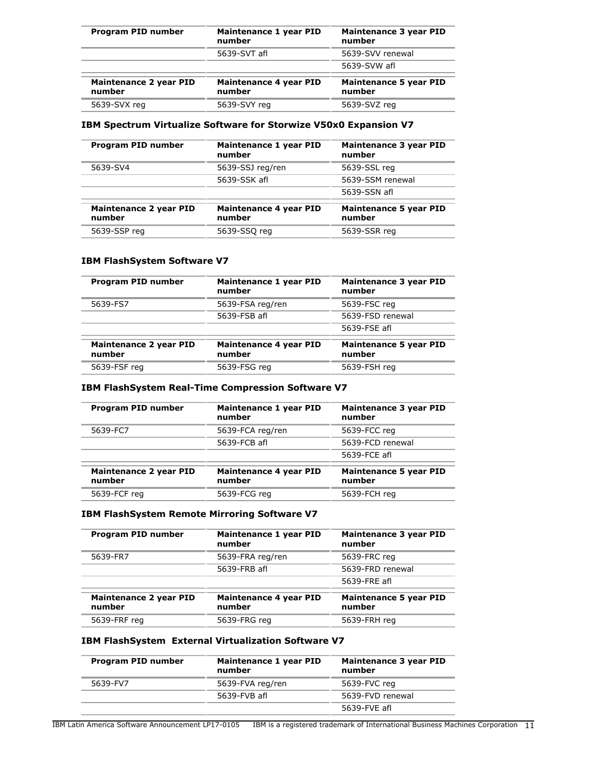| Program PID number | Maintenance 1 year PID number | Maintenance 3 year PID number |
|---|---|---|
| | 5639-SVT afl | 5639-SVV renewal |
| | | 5639-SVW afl |

| Maintenance 2 year PID number | Maintenance 4 year PID number | Maintenance 5 year PID number |
|---|---|---|
| 5639-SVX reg | 5639-SVY reg | 5639-SVZ reg |

### IBM Spectrum Virtualize Software for Storwize V50x0 Expansion V7

| Program PID number | Maintenance 1 year PID number | Maintenance 3 year PID number |
|---|---|---|
| 5639-SV4 | 5639-SSJ reg/ren | 5639-SSL reg |
| | 5639-SSK afl | 5639-SSM renewal |
| | | 5639-SSN afl |

| Maintenance 2 year PID number | Maintenance 4 year PID number | Maintenance 5 year PID number |
|---|---|---|
| 5639-SSP reg | 5639-SSQ reg | 5639-SSR reg |

### IBM FlashSystem Software V7

| Program PID number | Maintenance 1 year PID number | Maintenance 3 year PID number |
|---|---|---|
| 5639-FS7 | 5639-FSA reg/ren | 5639-FSC reg |
| | 5639-FSB afl | 5639-FSD renewal |
| | | 5639-FSE afl |

| Maintenance 2 year PID number | Maintenance 4 year PID number | Maintenance 5 year PID number |
|---|---|---|
| 5639-FSF reg | 5639-FSG reg | 5639-FSH reg |

### IBM FlashSystem Real-Time Compression Software V7

| Program PID number | Maintenance 1 year PID number | Maintenance 3 year PID number |
|---|---|---|
| 5639-FC7 | 5639-FCA reg/ren | 5639-FCC reg |
| | 5639-FCB afl | 5639-FCD renewal |
| | | 5639-FCE afl |

| Maintenance 2 year PID number | Maintenance 4 year PID number | Maintenance 5 year PID number |
|---|---|---|
| 5639-FCF reg | 5639-FCG reg | 5639-FCH reg |

### IBM FlashSystem Remote Mirroring Software V7

| Program PID number | Maintenance 1 year PID number | Maintenance 3 year PID number |
|---|---|---|
| 5639-FR7 | 5639-FRA reg/ren | 5639-FRC reg |
| | 5639-FRB afl | 5639-FRD renewal |
| | | 5639-FRE afl |

| Maintenance 2 year PID number | Maintenance 4 year PID number | Maintenance 5 year PID number |
|---|---|---|
| 5639-FRF reg | 5639-FRG reg | 5639-FRH reg |

### IBM FlashSystem External Virtualization Software V7

| Program PID number | Maintenance 1 year PID number | Maintenance 3 year PID number |
|---|---|---|
| 5639-FV7 | 5639-FVA reg/ren | 5639-FVC reg |
| | 5639-FVB afl | 5639-FVD renewal |
| | | 5639-FVE afl |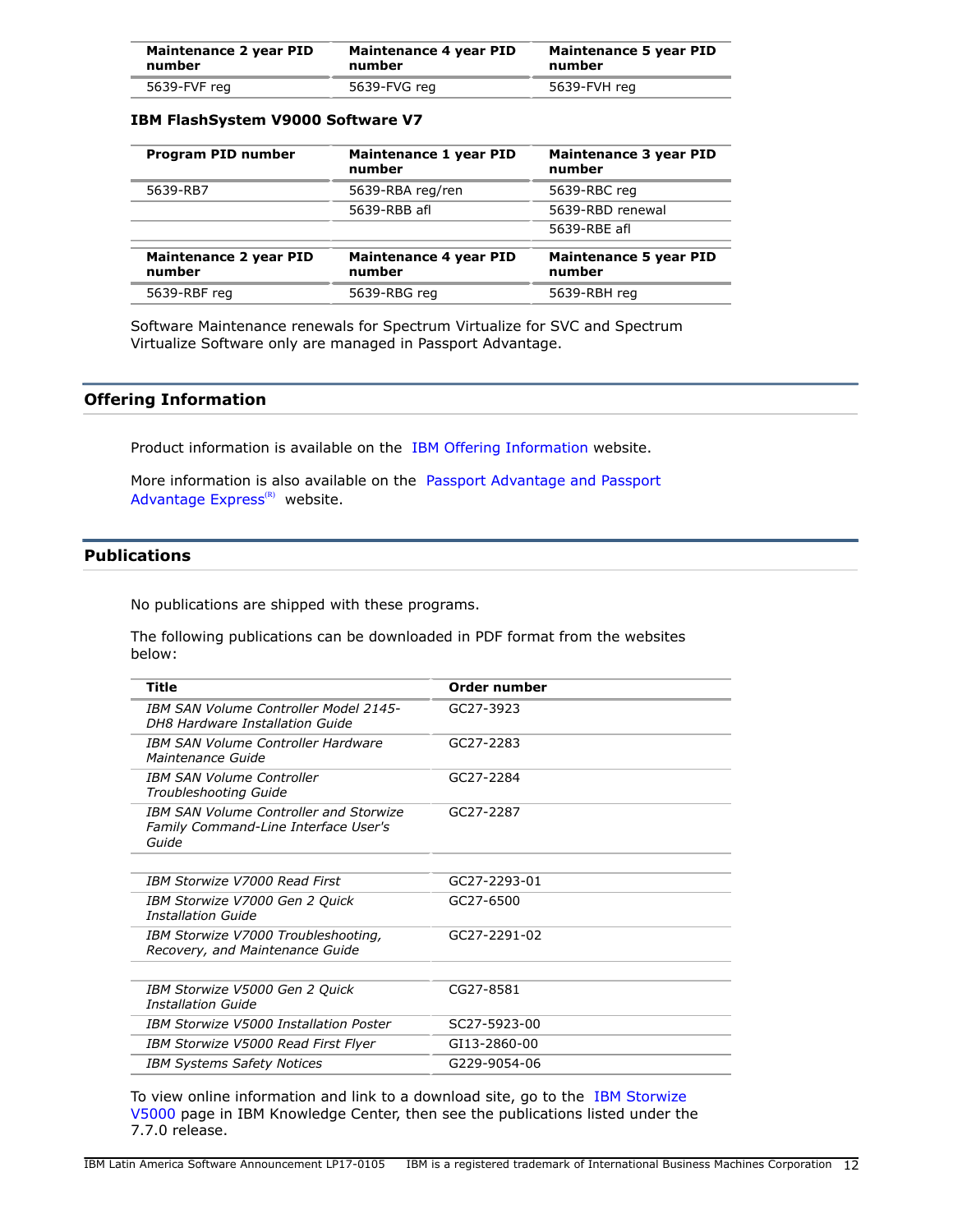| Maintenance 2 year PID number | Maintenance 4 year PID number | Maintenance 5 year PID number |
|---|---|---|
| 5639-FVF reg | 5639-FVG reg | 5639-FVH reg |

**IBM FlashSystem V9000 Software V7**

| Program PID number | Maintenance 1 year PID number | Maintenance 3 year PID number |
|---|---|---|
| 5639-RB7 | 5639-RBA reg/ren | 5639-RBC reg |
| | 5639-RBB afl | 5639-RBD renewal |
| | | 5639-RBE afl |

| Maintenance 2 year PID number | Maintenance 4 year PID number | Maintenance 5 year PID number |
|---|---|---|
| 5639-RBF reg | 5639-RBG reg | 5639-RBH reg |

Software Maintenance renewals for Spectrum Virtualize for SVC and Spectrum Virtualize Software only are managed in Passport Advantage.

## Offering Information

Product information is available on the IBM Offering Information website.

More information is also available on the Passport Advantage and Passport Advantage Express(R) website.

## Publications

No publications are shipped with these programs.

The following publications can be downloaded in PDF format from the websites below:

| Title | Order number |
|---|---|
| *IBM SAN Volume Controller Model 2145-DH8 Hardware Installation Guide* | GC27-3923 |
| *IBM SAN Volume Controller Hardware Maintenance Guide* | GC27-2283 |
| *IBM SAN Volume Controller Troubleshooting Guide* | GC27-2284 |
| *IBM SAN Volume Controller and Storwize Family Command-Line Interface User's Guide* | GC27-2287 |
| | |
| *IBM Storwize V7000 Read First* | GC27-2293-01 |
| *IBM Storwize V7000 Gen 2 Quick Installation Guide* | GC27-6500 |
| *IBM Storwize V7000 Troubleshooting, Recovery, and Maintenance Guide* | GC27-2291-02 |
| | |
| *IBM Storwize V5000 Gen 2 Quick Installation Guide* | CG27-8581 |
| *IBM Storwize V5000 Installation Poster* | SC27-5923-00 |
| *IBM Storwize V5000 Read First Flyer* | GI13-2860-00 |
| *IBM Systems Safety Notices* | G229-9054-06 |

To view online information and link to a download site, go to the IBM Storwize V5000 page in IBM Knowledge Center, then see the publications listed under the 7.7.0 release.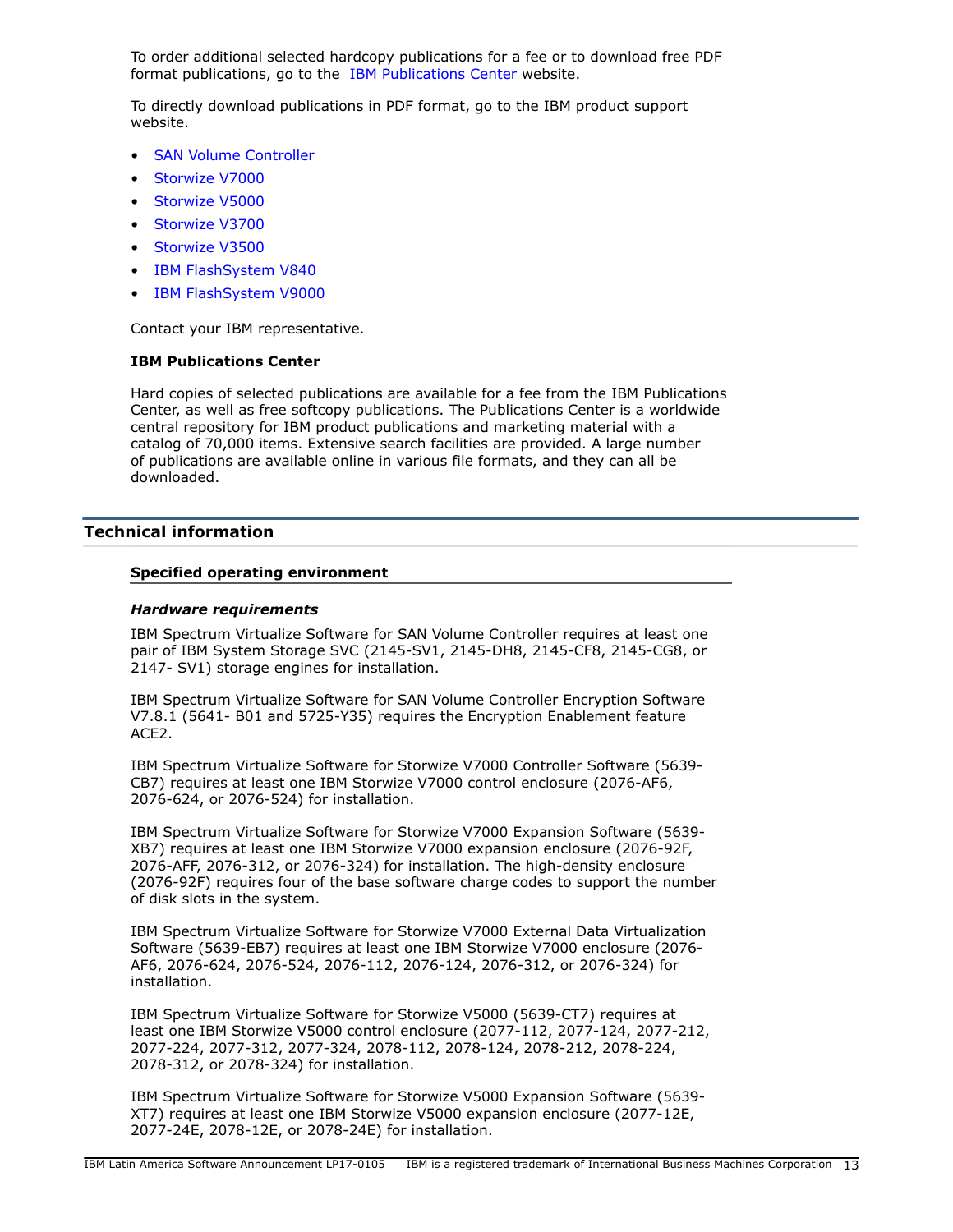To order additional selected hardcopy publications for a fee or to download free PDF format publications, go to the IBM Publications Center website.

To directly download publications in PDF format, go to the IBM product support website.

- SAN Volume Controller
- Storwize V7000
- Storwize V5000
- Storwize V3700
- Storwize V3500
- IBM FlashSystem V840
- IBM FlashSystem V9000

Contact your IBM representative.

**IBM Publications Center**

Hard copies of selected publications are available for a fee from the IBM Publications Center, as well as free softcopy publications. The Publications Center is a worldwide central repository for IBM product publications and marketing material with a catalog of 70,000 items. Extensive search facilities are provided. A large number of publications are available online in various file formats, and they can all be downloaded.

## Technical information

### Specified operating environment

***Hardware requirements***

IBM Spectrum Virtualize Software for SAN Volume Controller requires at least one pair of IBM System Storage SVC (2145-SV1, 2145-DH8, 2145-CF8, 2145-CG8, or 2147- SV1) storage engines for installation.

IBM Spectrum Virtualize Software for SAN Volume Controller Encryption Software V7.8.1 (5641- B01 and 5725-Y35) requires the Encryption Enablement feature ACE2.

IBM Spectrum Virtualize Software for Storwize V7000 Controller Software (5639-CB7) requires at least one IBM Storwize V7000 control enclosure (2076-AF6, 2076-624, or 2076-524) for installation.

IBM Spectrum Virtualize Software for Storwize V7000 Expansion Software (5639-XB7) requires at least one IBM Storwize V7000 expansion enclosure (2076-92F, 2076-AFF, 2076-312, or 2076-324) for installation. The high-density enclosure (2076-92F) requires four of the base software charge codes to support the number of disk slots in the system.

IBM Spectrum Virtualize Software for Storwize V7000 External Data Virtualization Software (5639-EB7) requires at least one IBM Storwize V7000 enclosure (2076-AF6, 2076-624, 2076-524, 2076-112, 2076-124, 2076-312, or 2076-324) for installation.

IBM Spectrum Virtualize Software for Storwize V5000 (5639-CT7) requires at least one IBM Storwize V5000 control enclosure (2077-112, 2077-124, 2077-212, 2077-224, 2077-312, 2077-324, 2078-112, 2078-124, 2078-212, 2078-224, 2078-312, or 2078-324) for installation.

IBM Spectrum Virtualize Software for Storwize V5000 Expansion Software (5639-XT7) requires at least one IBM Storwize V5000 expansion enclosure (2077-12E, 2077-24E, 2078-12E, or 2078-24E) for installation.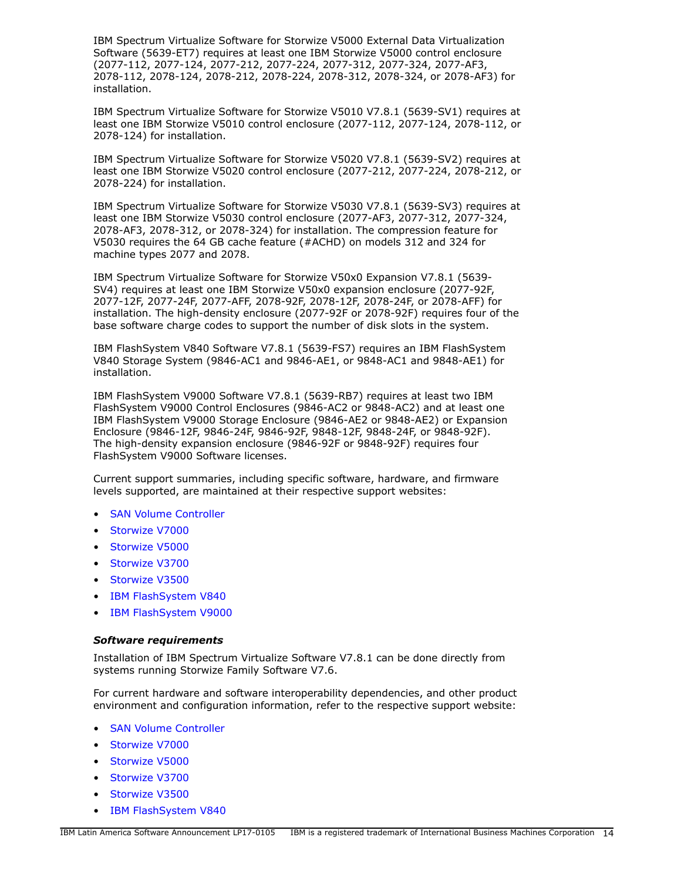IBM Spectrum Virtualize Software for Storwize V5000 External Data Virtualization Software (5639-ET7) requires at least one IBM Storwize V5000 control enclosure (2077-112, 2077-124, 2077-212, 2077-224, 2077-312, 2077-324, 2077-AF3, 2078-112, 2078-124, 2078-212, 2078-224, 2078-312, 2078-324, or 2078-AF3) for installation.

IBM Spectrum Virtualize Software for Storwize V5010 V7.8.1 (5639-SV1) requires at least one IBM Storwize V5010 control enclosure (2077-112, 2077-124, 2078-112, or 2078-124) for installation.

IBM Spectrum Virtualize Software for Storwize V5020 V7.8.1 (5639-SV2) requires at least one IBM Storwize V5020 control enclosure (2077-212, 2077-224, 2078-212, or 2078-224) for installation.

IBM Spectrum Virtualize Software for Storwize V5030 V7.8.1 (5639-SV3) requires at least one IBM Storwize V5030 control enclosure (2077-AF3, 2077-312, 2077-324, 2078-AF3, 2078-312, or 2078-324) for installation. The compression feature for V5030 requires the 64 GB cache feature (#ACHD) on models 312 and 324 for machine types 2077 and 2078.

IBM Spectrum Virtualize Software for Storwize V50x0 Expansion V7.8.1 (5639-SV4) requires at least one IBM Storwize V50x0 expansion enclosure (2077-92F, 2077-12F, 2077-24F, 2077-AFF, 2078-92F, 2078-12F, 2078-24F, or 2078-AFF) for installation. The high-density enclosure (2077-92F or 2078-92F) requires four of the base software charge codes to support the number of disk slots in the system.

IBM FlashSystem V840 Software V7.8.1 (5639-FS7) requires an IBM FlashSystem V840 Storage System (9846-AC1 and 9846-AE1, or 9848-AC1 and 9848-AE1) for installation.

IBM FlashSystem V9000 Software V7.8.1 (5639-RB7) requires at least two IBM FlashSystem V9000 Control Enclosures (9846-AC2 or 9848-AC2) and at least one IBM FlashSystem V9000 Storage Enclosure (9846-AE2 or 9848-AE2) or Expansion Enclosure (9846-12F, 9846-24F, 9846-92F, 9848-12F, 9848-24F, or 9848-92F). The high-density expansion enclosure (9846-92F or 9848-92F) requires four FlashSystem V9000 Software licenses.

Current support summaries, including specific software, hardware, and firmware levels supported, are maintained at their respective support websites:

- SAN Volume Controller
- Storwize V7000
- Storwize V5000
- Storwize V3700
- Storwize V3500
- IBM FlashSystem V840
- IBM FlashSystem V9000

***Software requirements***

Installation of IBM Spectrum Virtualize Software V7.8.1 can be done directly from systems running Storwize Family Software V7.6.

For current hardware and software interoperability dependencies, and other product environment and configuration information, refer to the respective support website:

- SAN Volume Controller
- Storwize V7000
- Storwize V5000
- Storwize V3700
- Storwize V3500
- IBM FlashSystem V840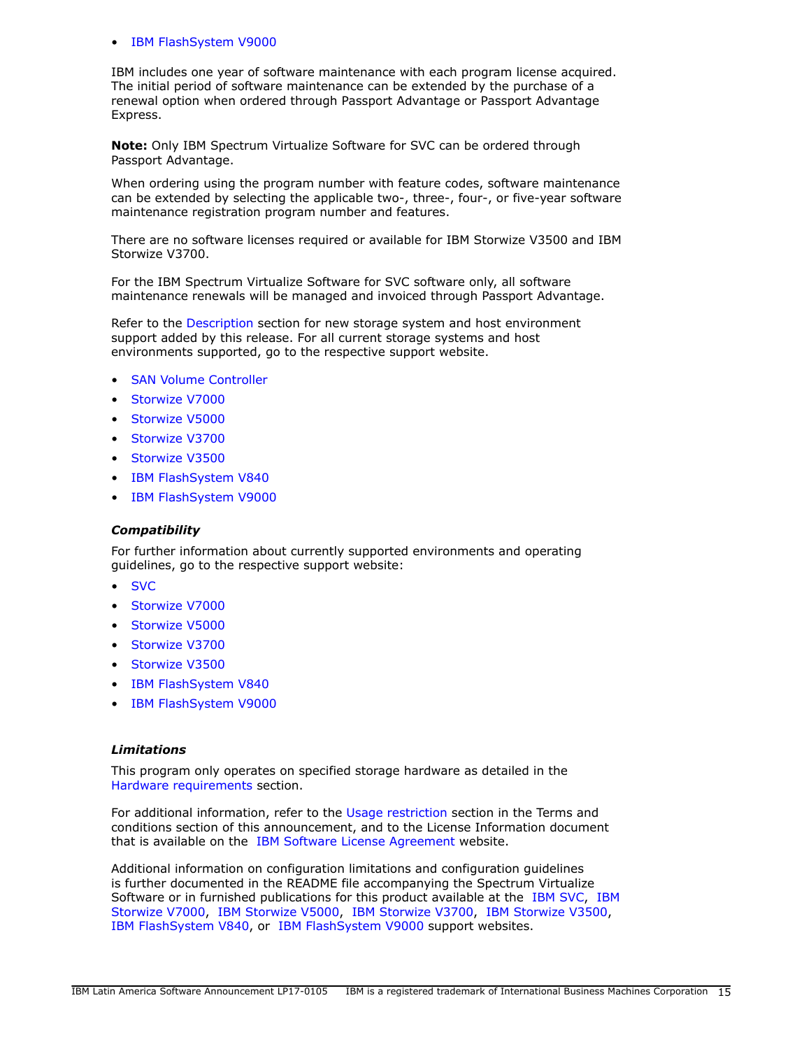- IBM FlashSystem V9000

IBM includes one year of software maintenance with each program license acquired. The initial period of software maintenance can be extended by the purchase of a renewal option when ordered through Passport Advantage or Passport Advantage Express.

**Note:** Only IBM Spectrum Virtualize Software for SVC can be ordered through Passport Advantage.

When ordering using the program number with feature codes, software maintenance can be extended by selecting the applicable two-, three-, four-, or five-year software maintenance registration program number and features.

There are no software licenses required or available for IBM Storwize V3500 and IBM Storwize V3700.

For the IBM Spectrum Virtualize Software for SVC software only, all software maintenance renewals will be managed and invoiced through Passport Advantage.

Refer to the Description section for new storage system and host environment support added by this release. For all current storage systems and host environments supported, go to the respective support website.

- SAN Volume Controller
- Storwize V7000
- Storwize V5000
- Storwize V3700
- Storwize V3500
- IBM FlashSystem V840
- IBM FlashSystem V9000

### *Compatibility*

For further information about currently supported environments and operating guidelines, go to the respective support website:

- SVC
- Storwize V7000
- Storwize V5000
- Storwize V3700
- Storwize V3500
- IBM FlashSystem V840
- IBM FlashSystem V9000

### *Limitations*

This program only operates on specified storage hardware as detailed in the Hardware requirements section.

For additional information, refer to the Usage restriction section in the Terms and conditions section of this announcement, and to the License Information document that is available on the IBM Software License Agreement website.

Additional information on configuration limitations and configuration guidelines is further documented in the README file accompanying the Spectrum Virtualize Software or in furnished publications for this product available at the IBM SVC, IBM Storwize V7000, IBM Storwize V5000, IBM Storwize V3700, IBM Storwize V3500, IBM FlashSystem V840, or IBM FlashSystem V9000 support websites.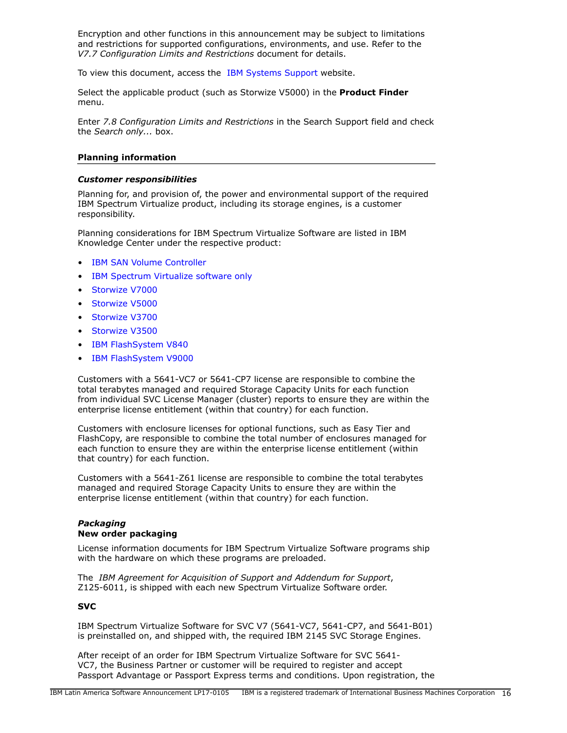Encryption and other functions in this announcement may be subject to limitations and restrictions for supported configurations, environments, and use. Refer to the *V7.7 Configuration Limits and Restrictions* document for details.

To view this document, access the IBM Systems Support website.

Select the applicable product (such as Storwize V5000) in the **Product Finder** menu.

Enter *7.8 Configuration Limits and Restrictions* in the Search Support field and check the *Search only...* box.

## Planning information

### *Customer responsibilities*

Planning for, and provision of, the power and environmental support of the required IBM Spectrum Virtualize product, including its storage engines, is a customer responsibility.

Planning considerations for IBM Spectrum Virtualize Software are listed in IBM Knowledge Center under the respective product:

- IBM SAN Volume Controller
- IBM Spectrum Virtualize software only
- Storwize V7000
- Storwize V5000
- Storwize V3700
- Storwize V3500
- IBM FlashSystem V840
- IBM FlashSystem V9000

Customers with a 5641-VC7 or 5641-CP7 license are responsible to combine the total terabytes managed and required Storage Capacity Units for each function from individual SVC License Manager (cluster) reports to ensure they are within the enterprise license entitlement (within that country) for each function.

Customers with enclosure licenses for optional functions, such as Easy Tier and FlashCopy, are responsible to combine the total number of enclosures managed for each function to ensure they are within the enterprise license entitlement (within that country) for each function.

Customers with a 5641-Z61 license are responsible to combine the total terabytes managed and required Storage Capacity Units to ensure they are within the enterprise license entitlement (within that country) for each function.

### *Packaging*

**New order packaging**

License information documents for IBM Spectrum Virtualize Software programs ship with the hardware on which these programs are preloaded.

The *IBM Agreement for Acquisition of Support and Addendum for Support*, Z125-6011, is shipped with each new Spectrum Virtualize Software order.

**SVC**

IBM Spectrum Virtualize Software for SVC V7 (5641-VC7, 5641-CP7, and 5641-B01) is preinstalled on, and shipped with, the required IBM 2145 SVC Storage Engines.

After receipt of an order for IBM Spectrum Virtualize Software for SVC 5641-VC7, the Business Partner or customer will be required to register and accept Passport Advantage or Passport Express terms and conditions. Upon registration, the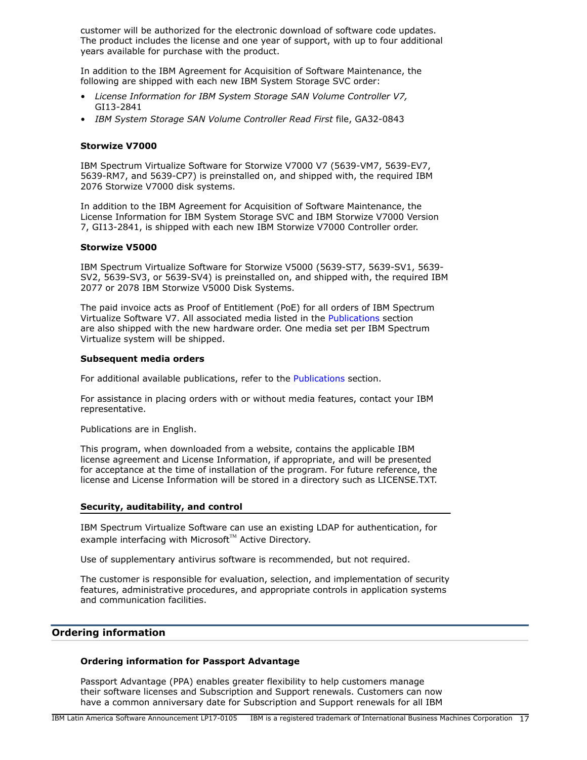customer will be authorized for the electronic download of software code updates. The product includes the license and one year of support, with up to four additional years available for purchase with the product.

In addition to the IBM Agreement for Acquisition of Software Maintenance, the following are shipped with each new IBM System Storage SVC order:

- *License Information for IBM System Storage SAN Volume Controller V7,* GI13-2841
- *IBM System Storage SAN Volume Controller Read First* file, GA32-0843

### Storwize V7000

IBM Spectrum Virtualize Software for Storwize V7000 V7 (5639-VM7, 5639-EV7, 5639-RM7, and 5639-CP7) is preinstalled on, and shipped with, the required IBM 2076 Storwize V7000 disk systems.

In addition to the IBM Agreement for Acquisition of Software Maintenance, the License Information for IBM System Storage SVC and IBM Storwize V7000 Version 7, GI13-2841, is shipped with each new IBM Storwize V7000 Controller order.

### Storwize V5000

IBM Spectrum Virtualize Software for Storwize V5000 (5639-ST7, 5639-SV1, 5639-SV2, 5639-SV3, or 5639-SV4) is preinstalled on, and shipped with, the required IBM 2077 or 2078 IBM Storwize V5000 Disk Systems.

The paid invoice acts as Proof of Entitlement (PoE) for all orders of IBM Spectrum Virtualize Software V7. All associated media listed in the Publications section are also shipped with the new hardware order. One media set per IBM Spectrum Virtualize system will be shipped.

### Subsequent media orders

For additional available publications, refer to the Publications section.

For assistance in placing orders with or without media features, contact your IBM representative.

Publications are in English.

This program, when downloaded from a website, contains the applicable IBM license agreement and License Information, if appropriate, and will be presented for acceptance at the time of installation of the program. For future reference, the license and License Information will be stored in a directory such as LICENSE.TXT.

### Security, auditability, and control

IBM Spectrum Virtualize Software can use an existing LDAP for authentication, for example interfacing with Microsoft™ Active Directory.

Use of supplementary antivirus software is recommended, but not required.

The customer is responsible for evaluation, selection, and implementation of security features, administrative procedures, and appropriate controls in application systems and communication facilities.

## Ordering information

### Ordering information for Passport Advantage

Passport Advantage (PPA) enables greater flexibility to help customers manage their software licenses and Subscription and Support renewals. Customers can now have a common anniversary date for Subscription and Support renewals for all IBM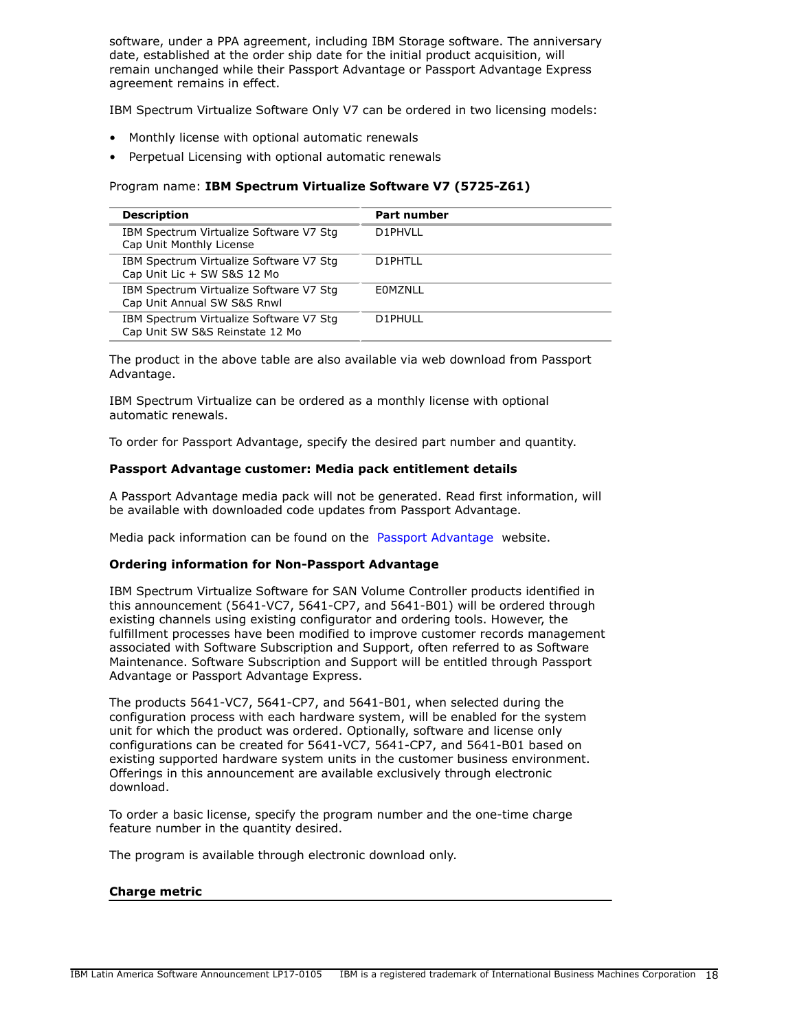software, under a PPA agreement, including IBM Storage software. The anniversary date, established at the order ship date for the initial product acquisition, will remain unchanged while their Passport Advantage or Passport Advantage Express agreement remains in effect.

IBM Spectrum Virtualize Software Only V7 can be ordered in two licensing models:

- Monthly license with optional automatic renewals
- Perpetual Licensing with optional automatic renewals

Program name: **IBM Spectrum Virtualize Software V7 (5725-Z61)**

| Description | Part number |
|---|---|
| IBM Spectrum Virtualize Software V7 Stg Cap Unit Monthly License | D1PHVLL |
| IBM Spectrum Virtualize Software V7 Stg Cap Unit Lic + SW S&S 12 Mo | D1PHTLL |
| IBM Spectrum Virtualize Software V7 Stg Cap Unit Annual SW S&S Rnwl | E0MZNLL |
| IBM Spectrum Virtualize Software V7 Stg Cap Unit SW S&S Reinstate 12 Mo | D1PHULL |

The product in the above table are also available via web download from Passport Advantage.

IBM Spectrum Virtualize can be ordered as a monthly license with optional automatic renewals.

To order for Passport Advantage, specify the desired part number and quantity.

**Passport Advantage customer: Media pack entitlement details**

A Passport Advantage media pack will not be generated. Read first information, will be available with downloaded code updates from Passport Advantage.

Media pack information can be found on the Passport Advantage website.

**Ordering information for Non-Passport Advantage**

IBM Spectrum Virtualize Software for SAN Volume Controller products identified in this announcement (5641-VC7, 5641-CP7, and 5641-B01) will be ordered through existing channels using existing configurator and ordering tools. However, the fulfillment processes have been modified to improve customer records management associated with Software Subscription and Support, often referred to as Software Maintenance. Software Subscription and Support will be entitled through Passport Advantage or Passport Advantage Express.

The products 5641-VC7, 5641-CP7, and 5641-B01, when selected during the configuration process with each hardware system, will be enabled for the system unit for which the product was ordered. Optionally, software and license only configurations can be created for 5641-VC7, 5641-CP7, and 5641-B01 based on existing supported hardware system units in the customer business environment. Offerings in this announcement are available exclusively through electronic download.

To order a basic license, specify the program number and the one-time charge feature number in the quantity desired.

The program is available through electronic download only.

**Charge metric**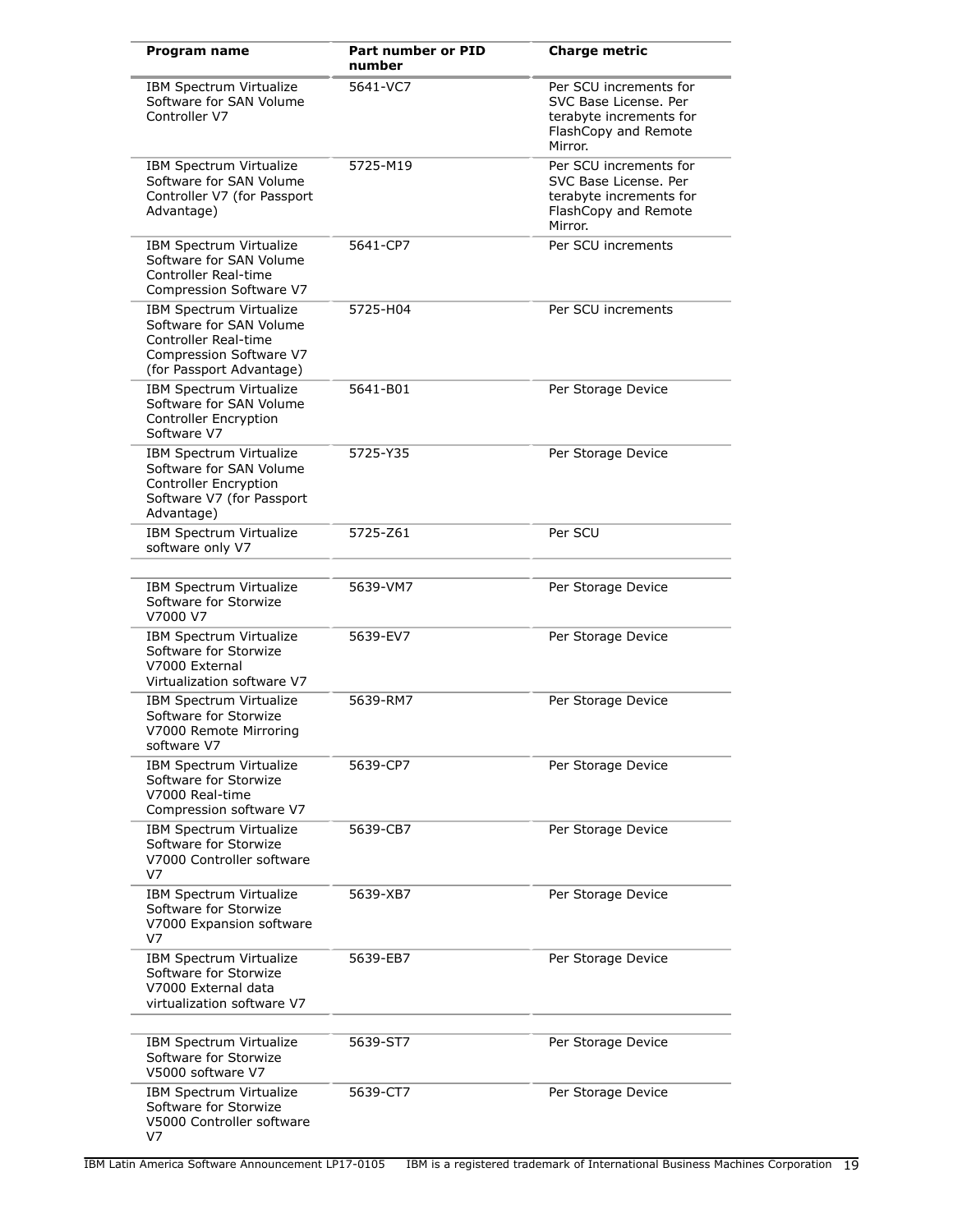| Program name | Part number or PID number | Charge metric |
| --- | --- | --- |
| IBM Spectrum Virtualize Software for SAN Volume Controller V7 | 5641-VC7 | Per SCU increments for SVC Base License. Per terabyte increments for FlashCopy and Remote Mirror. |
| IBM Spectrum Virtualize Software for SAN Volume Controller V7 (for Passport Advantage) | 5725-M19 | Per SCU increments for SVC Base License. Per terabyte increments for FlashCopy and Remote Mirror. |
| IBM Spectrum Virtualize Software for SAN Volume Controller Real-time Compression Software V7 | 5641-CP7 | Per SCU increments |
| IBM Spectrum Virtualize Software for SAN Volume Controller Real-time Compression Software V7 (for Passport Advantage) | 5725-H04 | Per SCU increments |
| IBM Spectrum Virtualize Software for SAN Volume Controller Encryption Software V7 | 5641-B01 | Per Storage Device |
| IBM Spectrum Virtualize Software for SAN Volume Controller Encryption Software V7 (for Passport Advantage) | 5725-Y35 | Per Storage Device |
| IBM Spectrum Virtualize software only V7 | 5725-Z61 | Per SCU |
| | | |
| IBM Spectrum Virtualize Software for Storwize V7000 V7 | 5639-VM7 | Per Storage Device |
| IBM Spectrum Virtualize Software for Storwize V7000 External Virtualization software V7 | 5639-EV7 | Per Storage Device |
| IBM Spectrum Virtualize Software for Storwize V7000 Remote Mirroring software V7 | 5639-RM7 | Per Storage Device |
| IBM Spectrum Virtualize Software for Storwize V7000 Real-time Compression software V7 | 5639-CP7 | Per Storage Device |
| IBM Spectrum Virtualize Software for Storwize V7000 Controller software V7 | 5639-CB7 | Per Storage Device |
| IBM Spectrum Virtualize Software for Storwize V7000 Expansion software V7 | 5639-XB7 | Per Storage Device |
| IBM Spectrum Virtualize Software for Storwize V7000 External data virtualization software V7 | 5639-EB7 | Per Storage Device |
| | | |
| IBM Spectrum Virtualize Software for Storwize V5000 software V7 | 5639-ST7 | Per Storage Device |
| IBM Spectrum Virtualize Software for Storwize V5000 Controller software V7 | 5639-CT7 | Per Storage Device |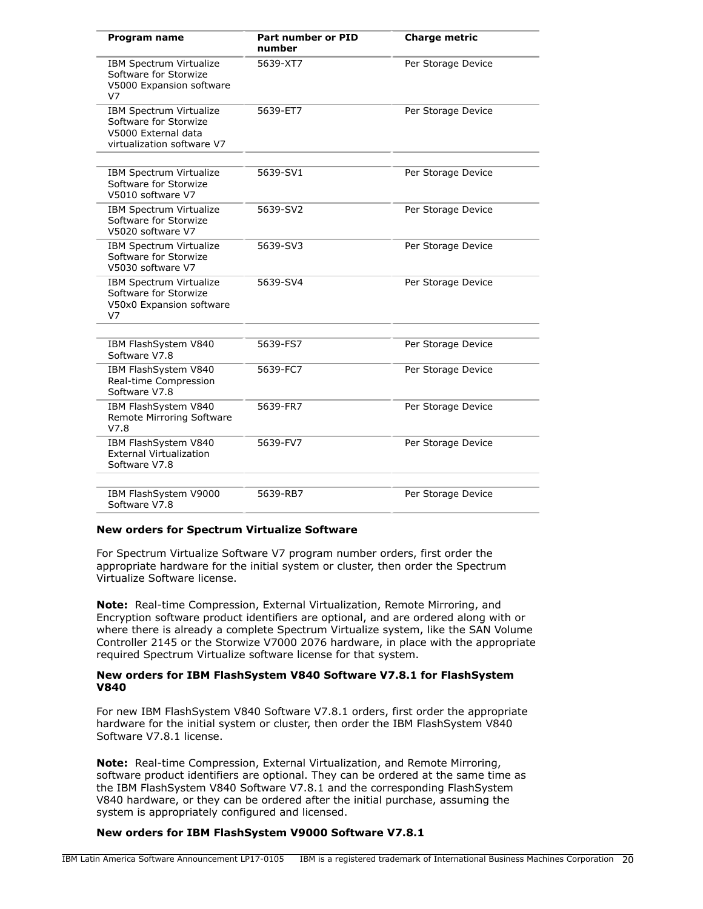| Program name | Part number or PID number | Charge metric |
| --- | --- | --- |
| IBM Spectrum Virtualize Software for Storwize V5000 Expansion software V7 | 5639-XT7 | Per Storage Device |
| IBM Spectrum Virtualize Software for Storwize V5000 External data virtualization software V7 | 5639-ET7 | Per Storage Device |
| | | |
| IBM Spectrum Virtualize Software for Storwize V5010 software V7 | 5639-SV1 | Per Storage Device |
| IBM Spectrum Virtualize Software for Storwize V5020 software V7 | 5639-SV2 | Per Storage Device |
| IBM Spectrum Virtualize Software for Storwize V5030 software V7 | 5639-SV3 | Per Storage Device |
| IBM Spectrum Virtualize Software for Storwize V50x0 Expansion software V7 | 5639-SV4 | Per Storage Device |
| | | |
| IBM FlashSystem V840 Software V7.8 | 5639-FS7 | Per Storage Device |
| IBM FlashSystem V840 Real-time Compression Software V7.8 | 5639-FC7 | Per Storage Device |
| IBM FlashSystem V840 Remote Mirroring Software V7.8 | 5639-FR7 | Per Storage Device |
| IBM FlashSystem V840 External Virtualization Software V7.8 | 5639-FV7 | Per Storage Device |
| | | |
| IBM FlashSystem V9000 Software V7.8 | 5639-RB7 | Per Storage Device |

**New orders for Spectrum Virtualize Software**

For Spectrum Virtualize Software V7 program number orders, first order the appropriate hardware for the initial system or cluster, then order the Spectrum Virtualize Software license.

**Note:** Real-time Compression, External Virtualization, Remote Mirroring, and Encryption software product identifiers are optional, and are ordered along with or where there is already a complete Spectrum Virtualize system, like the SAN Volume Controller 2145 or the Storwize V7000 2076 hardware, in place with the appropriate required Spectrum Virtualize software license for that system.

**New orders for IBM FlashSystem V840 Software V7.8.1 for FlashSystem V840**

For new IBM FlashSystem V840 Software V7.8.1 orders, first order the appropriate hardware for the initial system or cluster, then order the IBM FlashSystem V840 Software V7.8.1 license.

**Note:** Real-time Compression, External Virtualization, and Remote Mirroring, software product identifiers are optional. They can be ordered at the same time as the IBM FlashSystem V840 Software V7.8.1 and the corresponding FlashSystem V840 hardware, or they can be ordered after the initial purchase, assuming the system is appropriately configured and licensed.

**New orders for IBM FlashSystem V9000 Software V7.8.1**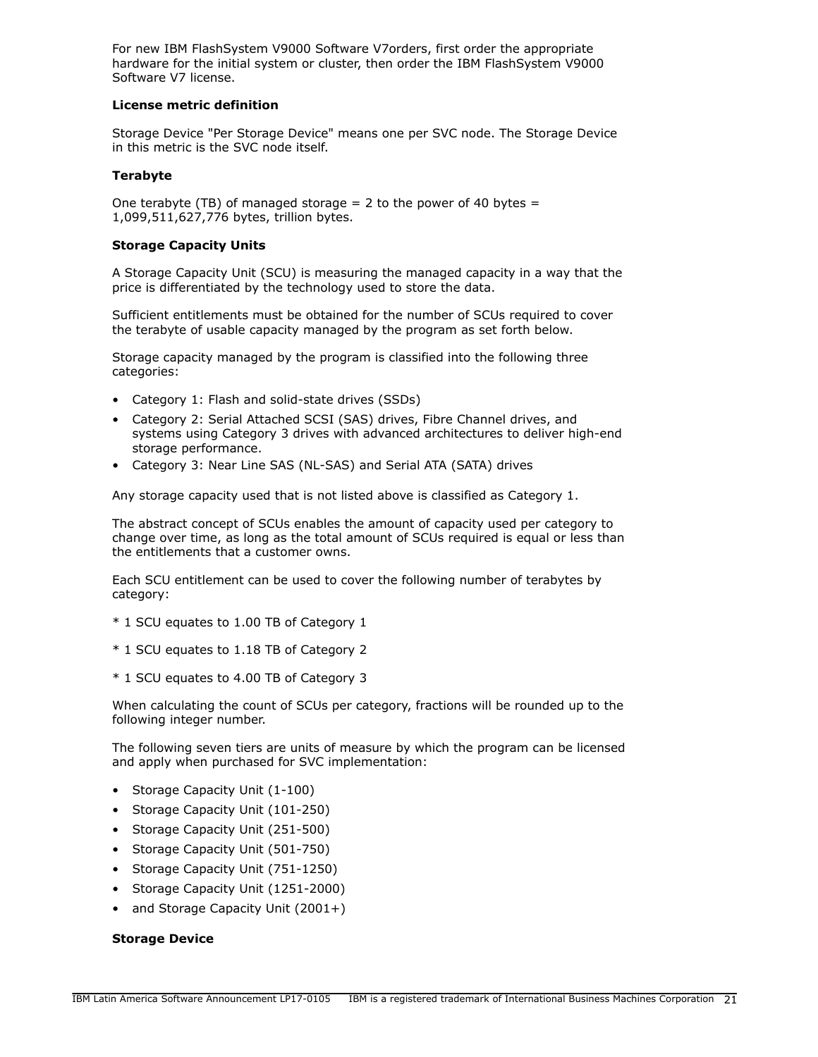For new IBM FlashSystem V9000 Software V7orders, first order the appropriate hardware for the initial system or cluster, then order the IBM FlashSystem V9000 Software V7 license.

**License metric definition**

Storage Device "Per Storage Device" means one per SVC node. The Storage Device in this metric is the SVC node itself.

**Terabyte**

One terabyte (TB) of managed storage = 2 to the power of 40 bytes = 1,099,511,627,776 bytes, trillion bytes.

**Storage Capacity Units**

A Storage Capacity Unit (SCU) is measuring the managed capacity in a way that the price is differentiated by the technology used to store the data.

Sufficient entitlements must be obtained for the number of SCUs required to cover the terabyte of usable capacity managed by the program as set forth below.

Storage capacity managed by the program is classified into the following three categories:

- Category 1: Flash and solid-state drives (SSDs)
- Category 2: Serial Attached SCSI (SAS) drives, Fibre Channel drives, and systems using Category 3 drives with advanced architectures to deliver high-end storage performance.
- Category 3: Near Line SAS (NL-SAS) and Serial ATA (SATA) drives

Any storage capacity used that is not listed above is classified as Category 1.

The abstract concept of SCUs enables the amount of capacity used per category to change over time, as long as the total amount of SCUs required is equal or less than the entitlements that a customer owns.

Each SCU entitlement can be used to cover the following number of terabytes by category:

* 1 SCU equates to 1.00 TB of Category 1

* 1 SCU equates to 1.18 TB of Category 2

* 1 SCU equates to 4.00 TB of Category 3

When calculating the count of SCUs per category, fractions will be rounded up to the following integer number.

The following seven tiers are units of measure by which the program can be licensed and apply when purchased for SVC implementation:

- Storage Capacity Unit (1-100)
- Storage Capacity Unit (101-250)
- Storage Capacity Unit (251-500)
- Storage Capacity Unit (501-750)
- Storage Capacity Unit (751-1250)
- Storage Capacity Unit (1251-2000)
- and Storage Capacity Unit (2001+)

**Storage Device**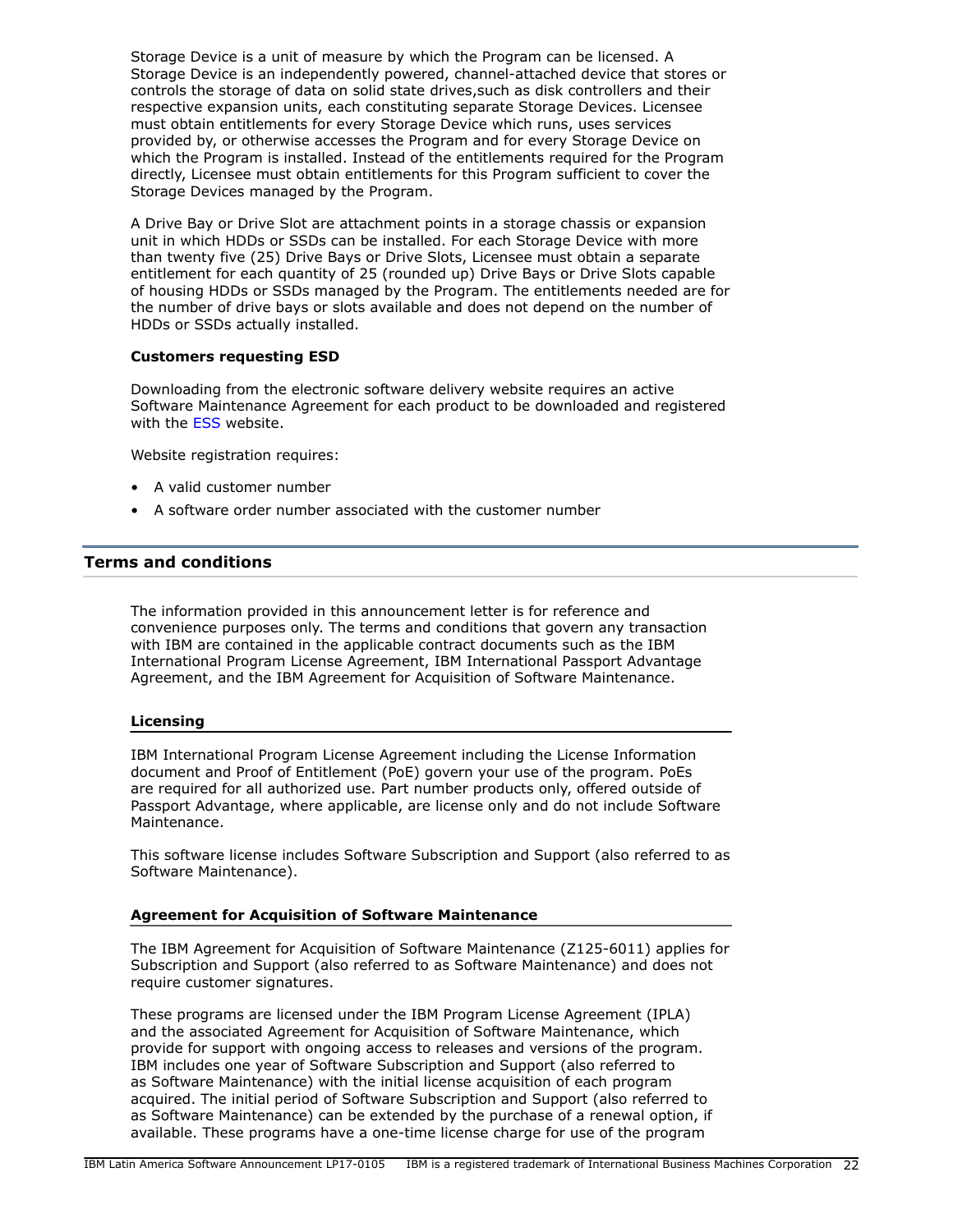Storage Device is a unit of measure by which the Program can be licensed. A Storage Device is an independently powered, channel-attached device that stores or controls the storage of data on solid state drives,such as disk controllers and their respective expansion units, each constituting separate Storage Devices. Licensee must obtain entitlements for every Storage Device which runs, uses services provided by, or otherwise accesses the Program and for every Storage Device on which the Program is installed. Instead of the entitlements required for the Program directly, Licensee must obtain entitlements for this Program sufficient to cover the Storage Devices managed by the Program.

A Drive Bay or Drive Slot are attachment points in a storage chassis or expansion unit in which HDDs or SSDs can be installed. For each Storage Device with more than twenty five (25) Drive Bays or Drive Slots, Licensee must obtain a separate entitlement for each quantity of 25 (rounded up) Drive Bays or Drive Slots capable of housing HDDs or SSDs managed by the Program. The entitlements needed are for the number of drive bays or slots available and does not depend on the number of HDDs or SSDs actually installed.

**Customers requesting ESD**

Downloading from the electronic software delivery website requires an active Software Maintenance Agreement for each product to be downloaded and registered with the ESS website.

Website registration requires:

- A valid customer number
- A software order number associated with the customer number

## Terms and conditions

The information provided in this announcement letter is for reference and convenience purposes only. The terms and conditions that govern any transaction with IBM are contained in the applicable contract documents such as the IBM International Program License Agreement, IBM International Passport Advantage Agreement, and the IBM Agreement for Acquisition of Software Maintenance.

### Licensing

IBM International Program License Agreement including the License Information document and Proof of Entitlement (PoE) govern your use of the program. PoEs are required for all authorized use. Part number products only, offered outside of Passport Advantage, where applicable, are license only and do not include Software Maintenance.

This software license includes Software Subscription and Support (also referred to as Software Maintenance).

### Agreement for Acquisition of Software Maintenance

The IBM Agreement for Acquisition of Software Maintenance (Z125-6011) applies for Subscription and Support (also referred to as Software Maintenance) and does not require customer signatures.

These programs are licensed under the IBM Program License Agreement (IPLA) and the associated Agreement for Acquisition of Software Maintenance, which provide for support with ongoing access to releases and versions of the program. IBM includes one year of Software Subscription and Support (also referred to as Software Maintenance) with the initial license acquisition of each program acquired. The initial period of Software Subscription and Support (also referred to as Software Maintenance) can be extended by the purchase of a renewal option, if available. These programs have a one-time license charge for use of the program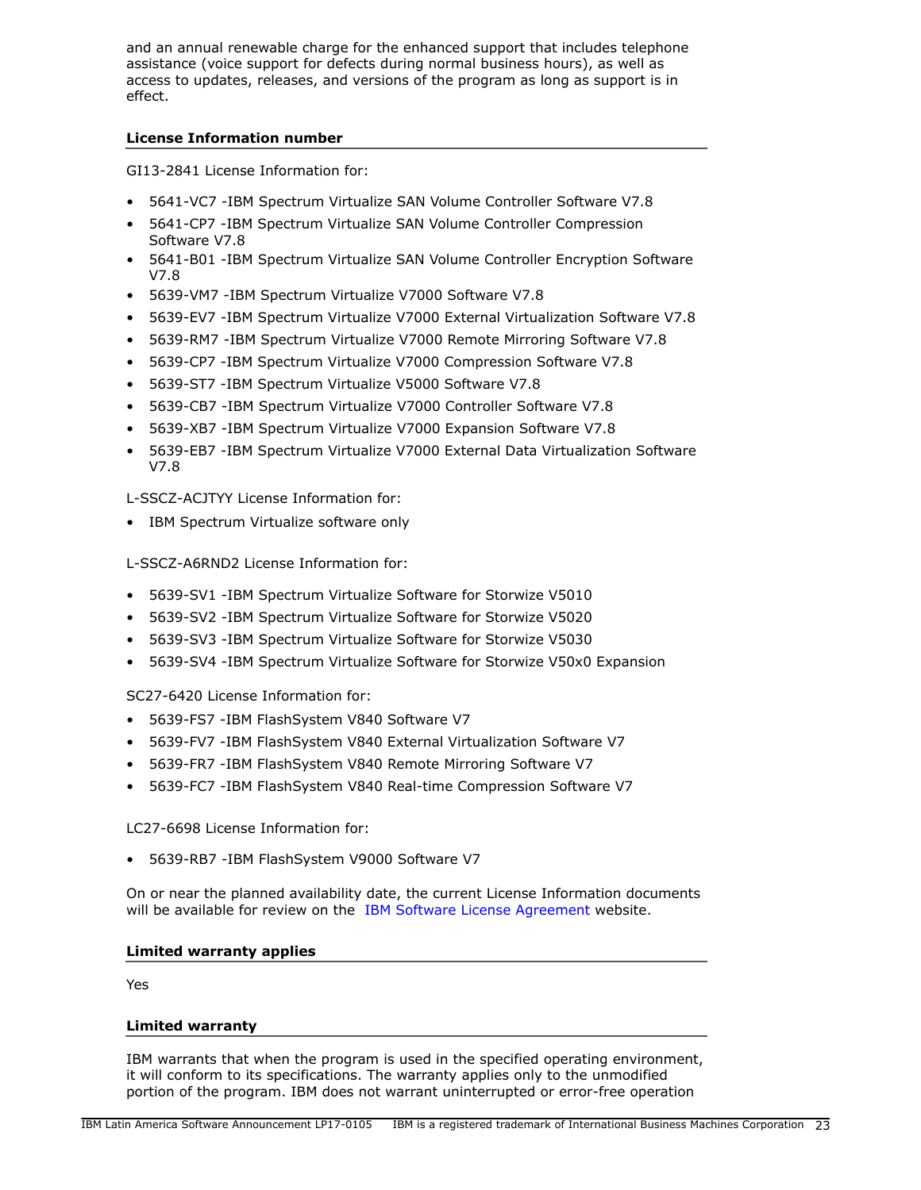and an annual renewable charge for the enhanced support that includes telephone assistance (voice support for defects during normal business hours), as well as access to updates, releases, and versions of the program as long as support is in effect.

### License Information number

GI13-2841 License Information for:

- 5641-VC7 -IBM Spectrum Virtualize SAN Volume Controller Software V7.8
- 5641-CP7 -IBM Spectrum Virtualize SAN Volume Controller Compression Software V7.8
- 5641-B01 -IBM Spectrum Virtualize SAN Volume Controller Encryption Software V7.8
- 5639-VM7 -IBM Spectrum Virtualize V7000 Software V7.8
- 5639-EV7 -IBM Spectrum Virtualize V7000 External Virtualization Software V7.8
- 5639-RM7 -IBM Spectrum Virtualize V7000 Remote Mirroring Software V7.8
- 5639-CP7 -IBM Spectrum Virtualize V7000 Compression Software V7.8
- 5639-ST7 -IBM Spectrum Virtualize V5000 Software V7.8
- 5639-CB7 -IBM Spectrum Virtualize V7000 Controller Software V7.8
- 5639-XB7 -IBM Spectrum Virtualize V7000 Expansion Software V7.8
- 5639-EB7 -IBM Spectrum Virtualize V7000 External Data Virtualization Software V7.8

L-SSCZ-ACJTYY License Information for:

- IBM Spectrum Virtualize software only

L-SSCZ-A6RND2 License Information for:

- 5639-SV1 -IBM Spectrum Virtualize Software for Storwize V5010
- 5639-SV2 -IBM Spectrum Virtualize Software for Storwize V5020
- 5639-SV3 -IBM Spectrum Virtualize Software for Storwize V5030
- 5639-SV4 -IBM Spectrum Virtualize Software for Storwize V50x0 Expansion

SC27-6420 License Information for:

- 5639-FS7 -IBM FlashSystem V840 Software V7
- 5639-FV7 -IBM FlashSystem V840 External Virtualization Software V7
- 5639-FR7 -IBM FlashSystem V840 Remote Mirroring Software V7
- 5639-FC7 -IBM FlashSystem V840 Real-time Compression Software V7

LC27-6698 License Information for:

- 5639-RB7 -IBM FlashSystem V9000 Software V7

On or near the planned availability date, the current License Information documents will be available for review on the IBM Software License Agreement website.

### Limited warranty applies

Yes

### Limited warranty

IBM warrants that when the program is used in the specified operating environment, it will conform to its specifications. The warranty applies only to the unmodified portion of the program. IBM does not warrant uninterrupted or error-free operation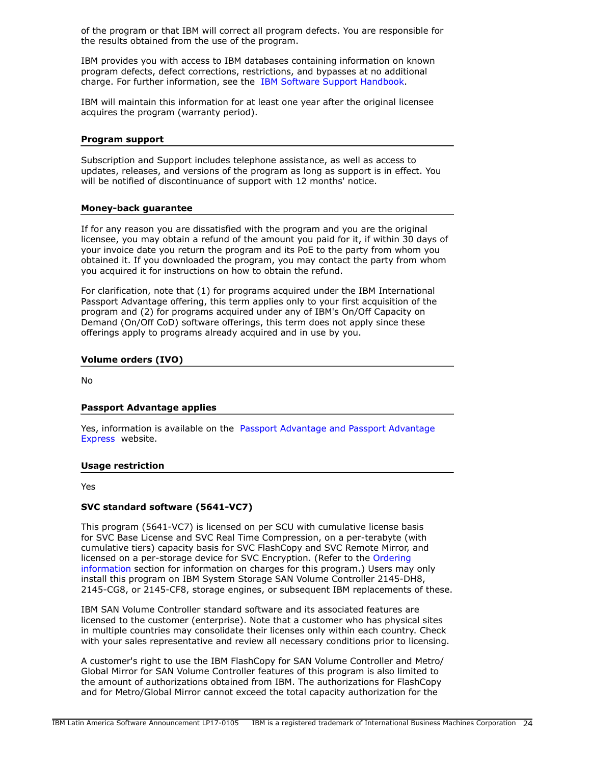of the program or that IBM will correct all program defects. You are responsible for the results obtained from the use of the program.

IBM provides you with access to IBM databases containing information on known program defects, defect corrections, restrictions, and bypasses at no additional charge. For further information, see the IBM Software Support Handbook.

IBM will maintain this information for at least one year after the original licensee acquires the program (warranty period).

#### Program support

Subscription and Support includes telephone assistance, as well as access to updates, releases, and versions of the program as long as support is in effect. You will be notified of discontinuance of support with 12 months' notice.

#### Money-back guarantee

If for any reason you are dissatisfied with the program and you are the original licensee, you may obtain a refund of the amount you paid for it, if within 30 days of your invoice date you return the program and its PoE to the party from whom you obtained it. If you downloaded the program, you may contact the party from whom you acquired it for instructions on how to obtain the refund.

For clarification, note that (1) for programs acquired under the IBM International Passport Advantage offering, this term applies only to your first acquisition of the program and (2) for programs acquired under any of IBM's On/Off Capacity on Demand (On/Off CoD) software offerings, this term does not apply since these offerings apply to programs already acquired and in use by you.

#### Volume orders (IVO)

No

#### Passport Advantage applies

Yes, information is available on the Passport Advantage and Passport Advantage Express website.

#### Usage restriction

Yes

**SVC standard software (5641-VC7)**

This program (5641-VC7) is licensed on per SCU with cumulative license basis for SVC Base License and SVC Real Time Compression, on a per-terabyte (with cumulative tiers) capacity basis for SVC FlashCopy and SVC Remote Mirror, and licensed on a per-storage device for SVC Encryption. (Refer to the Ordering information section for information on charges for this program.) Users may only install this program on IBM System Storage SAN Volume Controller 2145-DH8, 2145-CG8, or 2145-CF8, storage engines, or subsequent IBM replacements of these.

IBM SAN Volume Controller standard software and its associated features are licensed to the customer (enterprise). Note that a customer who has physical sites in multiple countries may consolidate their licenses only within each country. Check with your sales representative and review all necessary conditions prior to licensing.

A customer's right to use the IBM FlashCopy for SAN Volume Controller and Metro/Global Mirror for SAN Volume Controller features of this program is also limited to the amount of authorizations obtained from IBM. The authorizations for FlashCopy and for Metro/Global Mirror cannot exceed the total capacity authorization for the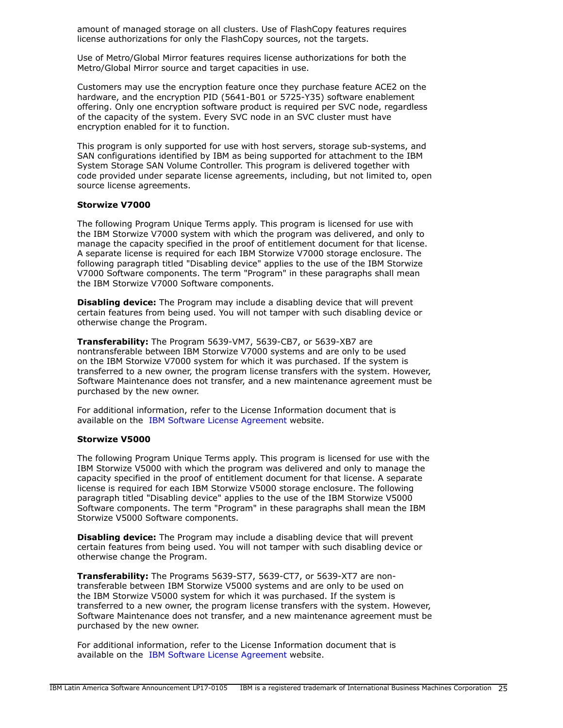amount of managed storage on all clusters. Use of FlashCopy features requires license authorizations for only the FlashCopy sources, not the targets.

Use of Metro/Global Mirror features requires license authorizations for both the Metro/Global Mirror source and target capacities in use.

Customers may use the encryption feature once they purchase feature ACE2 on the hardware, and the encryption PID (5641-B01 or 5725-Y35) software enablement offering. Only one encryption software product is required per SVC node, regardless of the capacity of the system. Every SVC node in an SVC cluster must have encryption enabled for it to function.

This program is only supported for use with host servers, storage sub-systems, and SAN configurations identified by IBM as being supported for attachment to the IBM System Storage SAN Volume Controller. This program is delivered together with code provided under separate license agreements, including, but not limited to, open source license agreements.

**Storwize V7000**

The following Program Unique Terms apply. This program is licensed for use with the IBM Storwize V7000 system with which the program was delivered, and only to manage the capacity specified in the proof of entitlement document for that license. A separate license is required for each IBM Storwize V7000 storage enclosure. The following paragraph titled "Disabling device" applies to the use of the IBM Storwize V7000 Software components. The term "Program" in these paragraphs shall mean the IBM Storwize V7000 Software components.

**Disabling device:** The Program may include a disabling device that will prevent certain features from being used. You will not tamper with such disabling device or otherwise change the Program.

**Transferability:** The Program 5639-VM7, 5639-CB7, or 5639-XB7 are nontransferable between IBM Storwize V7000 systems and are only to be used on the IBM Storwize V7000 system for which it was purchased. If the system is transferred to a new owner, the program license transfers with the system. However, Software Maintenance does not transfer, and a new maintenance agreement must be purchased by the new owner.

For additional information, refer to the License Information document that is available on the IBM Software License Agreement website.

**Storwize V5000**

The following Program Unique Terms apply. This program is licensed for use with the IBM Storwize V5000 with which the program was delivered and only to manage the capacity specified in the proof of entitlement document for that license. A separate license is required for each IBM Storwize V5000 storage enclosure. The following paragraph titled "Disabling device" applies to the use of the IBM Storwize V5000 Software components. The term "Program" in these paragraphs shall mean the IBM Storwize V5000 Software components.

**Disabling device:** The Program may include a disabling device that will prevent certain features from being used. You will not tamper with such disabling device or otherwise change the Program.

**Transferability:** The Programs 5639-ST7, 5639-CT7, or 5639-XT7 are non-transferable between IBM Storwize V5000 systems and are only to be used on the IBM Storwize V5000 system for which it was purchased. If the system is transferred to a new owner, the program license transfers with the system. However, Software Maintenance does not transfer, and a new maintenance agreement must be purchased by the new owner.

For additional information, refer to the License Information document that is available on the IBM Software License Agreement website.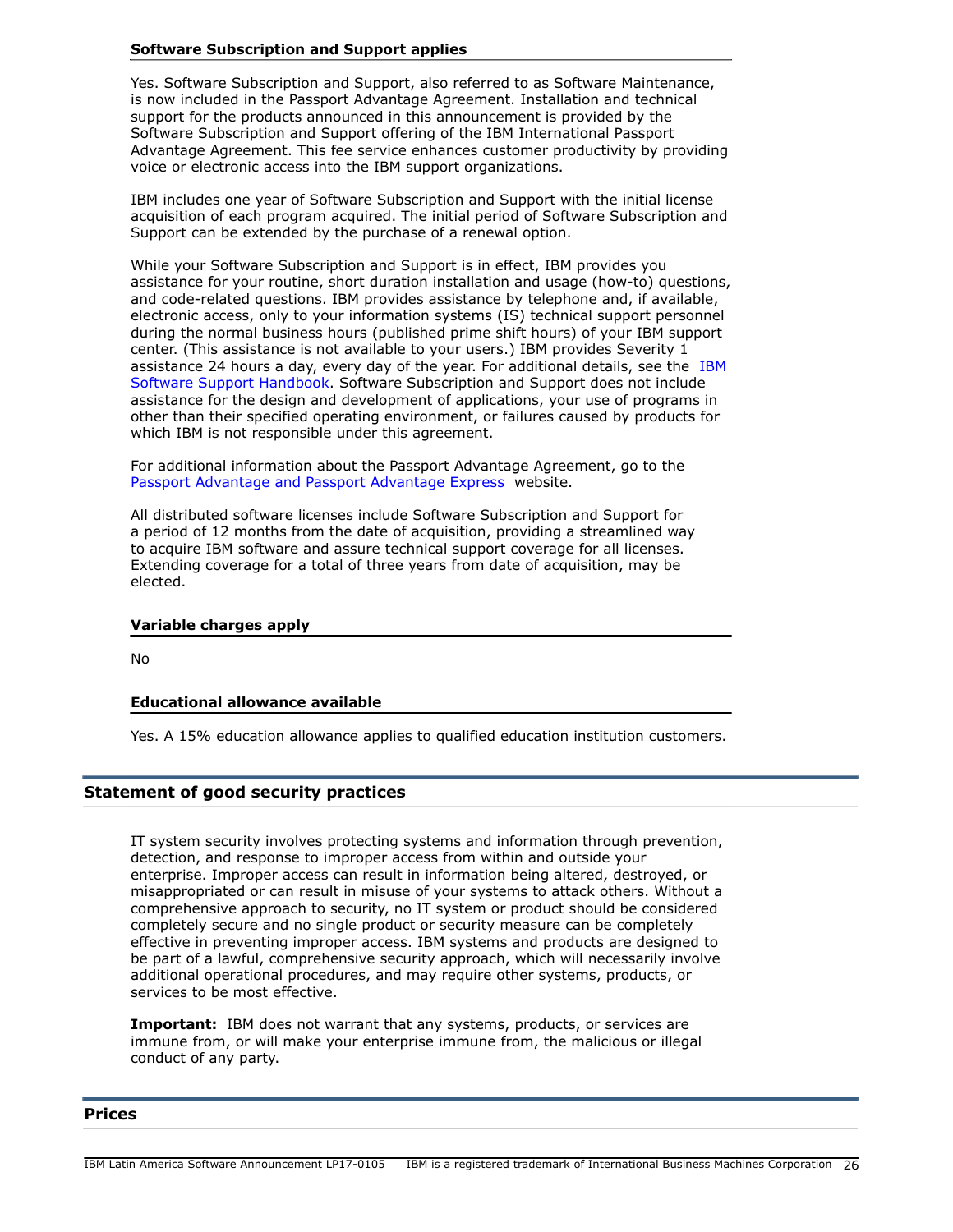### Software Subscription and Support applies

Yes. Software Subscription and Support, also referred to as Software Maintenance, is now included in the Passport Advantage Agreement. Installation and technical support for the products announced in this announcement is provided by the Software Subscription and Support offering of the IBM International Passport Advantage Agreement. This fee service enhances customer productivity by providing voice or electronic access into the IBM support organizations.

IBM includes one year of Software Subscription and Support with the initial license acquisition of each program acquired. The initial period of Software Subscription and Support can be extended by the purchase of a renewal option.

While your Software Subscription and Support is in effect, IBM provides you assistance for your routine, short duration installation and usage (how-to) questions, and code-related questions. IBM provides assistance by telephone and, if available, electronic access, only to your information systems (IS) technical support personnel during the normal business hours (published prime shift hours) of your IBM support center. (This assistance is not available to your users.) IBM provides Severity 1 assistance 24 hours a day, every day of the year. For additional details, see the IBM Software Support Handbook. Software Subscription and Support does not include assistance for the design and development of applications, your use of programs in other than their specified operating environment, or failures caused by products for which IBM is not responsible under this agreement.

For additional information about the Passport Advantage Agreement, go to the Passport Advantage and Passport Advantage Express website.

All distributed software licenses include Software Subscription and Support for a period of 12 months from the date of acquisition, providing a streamlined way to acquire IBM software and assure technical support coverage for all licenses. Extending coverage for a total of three years from date of acquisition, may be elected.

### Variable charges apply

No

### Educational allowance available

Yes. A 15% education allowance applies to qualified education institution customers.

## Statement of good security practices

IT system security involves protecting systems and information through prevention, detection, and response to improper access from within and outside your enterprise. Improper access can result in information being altered, destroyed, or misappropriated or can result in misuse of your systems to attack others. Without a comprehensive approach to security, no IT system or product should be considered completely secure and no single product or security measure can be completely effective in preventing improper access. IBM systems and products are designed to be part of a lawful, comprehensive security approach, which will necessarily involve additional operational procedures, and may require other systems, products, or services to be most effective.

**Important:** IBM does not warrant that any systems, products, or services are immune from, or will make your enterprise immune from, the malicious or illegal conduct of any party.

## Prices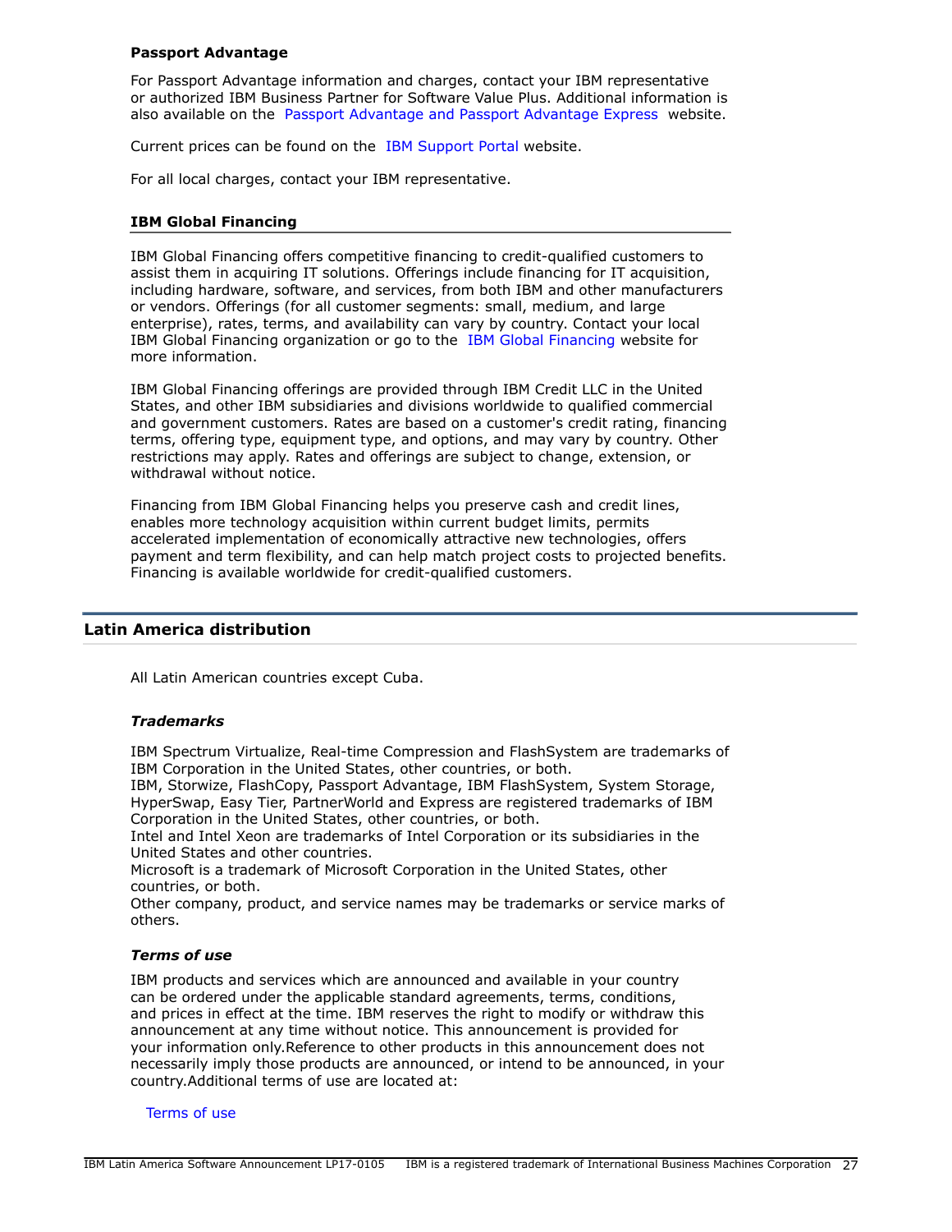**Passport Advantage**

For Passport Advantage information and charges, contact your IBM representative or authorized IBM Business Partner for Software Value Plus. Additional information is also available on the Passport Advantage and Passport Advantage Express website.

Current prices can be found on the IBM Support Portal website.

For all local charges, contact your IBM representative.

**IBM Global Financing**

IBM Global Financing offers competitive financing to credit-qualified customers to assist them in acquiring IT solutions. Offerings include financing for IT acquisition, including hardware, software, and services, from both IBM and other manufacturers or vendors. Offerings (for all customer segments: small, medium, and large enterprise), rates, terms, and availability can vary by country. Contact your local IBM Global Financing organization or go to the IBM Global Financing website for more information.

IBM Global Financing offerings are provided through IBM Credit LLC in the United States, and other IBM subsidiaries and divisions worldwide to qualified commercial and government customers. Rates are based on a customer's credit rating, financing terms, offering type, equipment type, and options, and may vary by country. Other restrictions may apply. Rates and offerings are subject to change, extension, or withdrawal without notice.

Financing from IBM Global Financing helps you preserve cash and credit lines, enables more technology acquisition within current budget limits, permits accelerated implementation of economically attractive new technologies, offers payment and term flexibility, and can help match project costs to projected benefits. Financing is available worldwide for credit-qualified customers.

## Latin America distribution

All Latin American countries except Cuba.

***Trademarks***

IBM Spectrum Virtualize, Real-time Compression and FlashSystem are trademarks of IBM Corporation in the United States, other countries, or both.
IBM, Storwize, FlashCopy, Passport Advantage, IBM FlashSystem, System Storage, HyperSwap, Easy Tier, PartnerWorld and Express are registered trademarks of IBM Corporation in the United States, other countries, or both.
Intel and Intel Xeon are trademarks of Intel Corporation or its subsidiaries in the United States and other countries.
Microsoft is a trademark of Microsoft Corporation in the United States, other countries, or both.
Other company, product, and service names may be trademarks or service marks of others.

***Terms of use***

IBM products and services which are announced and available in your country can be ordered under the applicable standard agreements, terms, conditions, and prices in effect at the time. IBM reserves the right to modify or withdraw this announcement at any time without notice. This announcement is provided for your information only.Reference to other products in this announcement does not necessarily imply those products are announced, or intend to be announced, in your country.Additional terms of use are located at:

Terms of use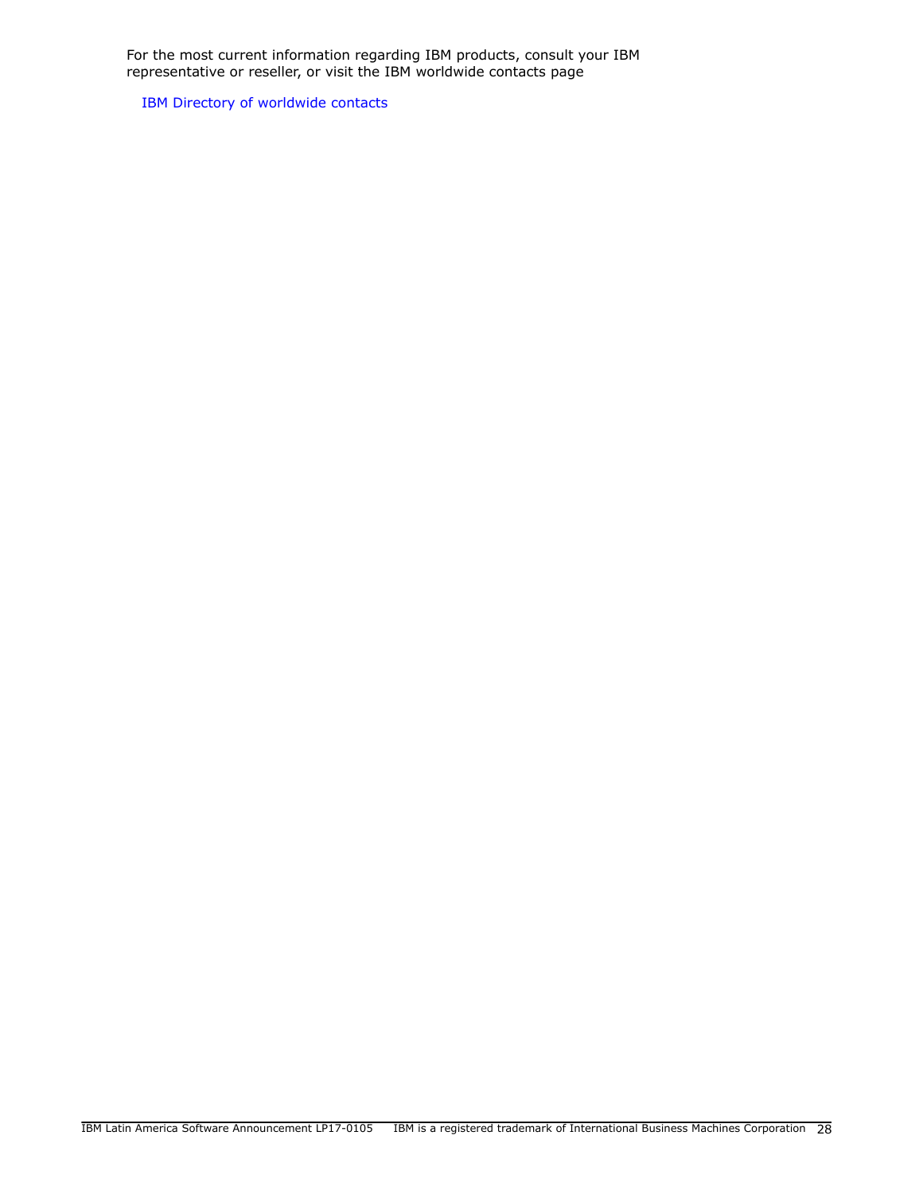For the most current information regarding IBM products, consult your IBM representative or reseller, or visit the IBM worldwide contacts page

IBM Directory of worldwide contacts